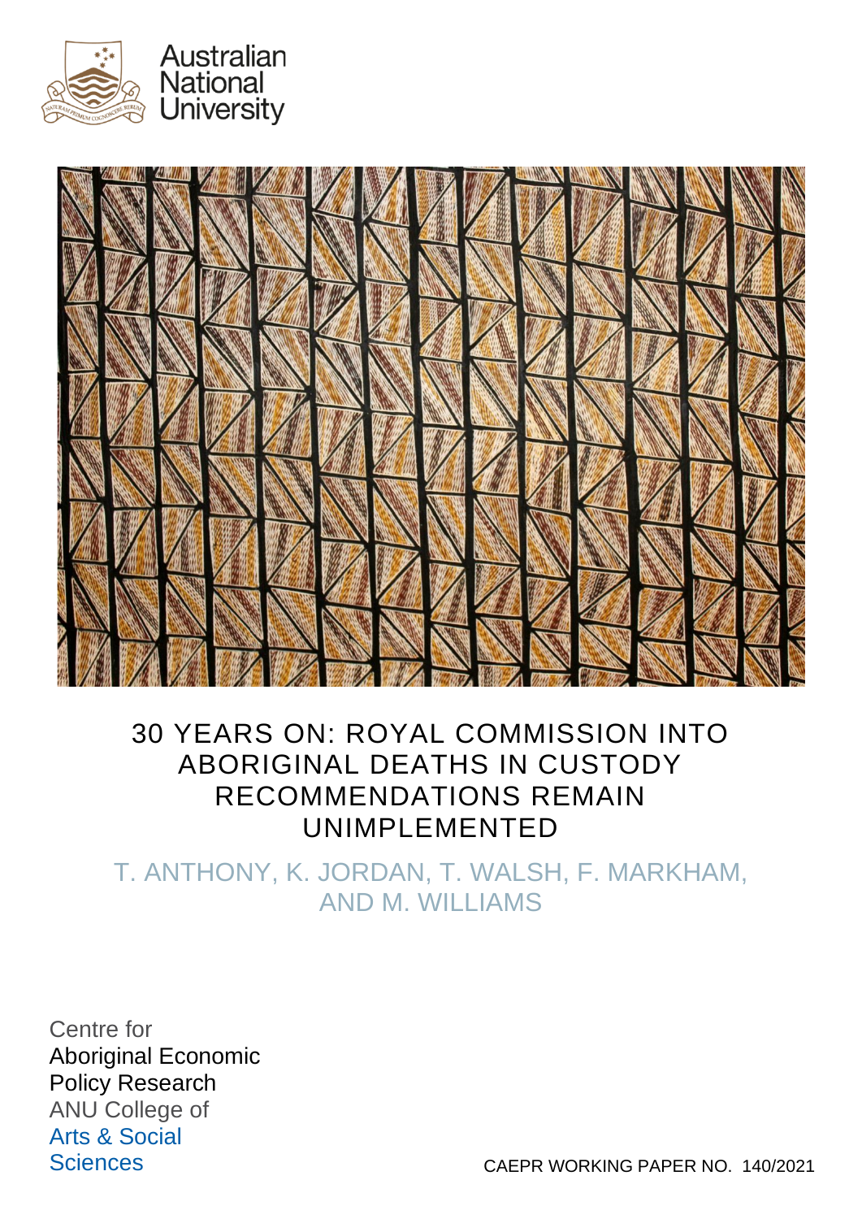Australian National University

# 30 YEARS ON: ROYAL COMMISSION INTO ABORIGINAL DEATHS IN CUSTODY RECOMMENDATIONS REMAIN UNIMPLEMENTED

T. ANTHONY, K. JORDAN, T. WALSH, F. MARKHAM, AND M. WILLIAMS

Centre for Aboriginal Economic Policy Research
ANU College of Arts & Social Sciences

CAEPR WORKING PAPER NO. 140/2021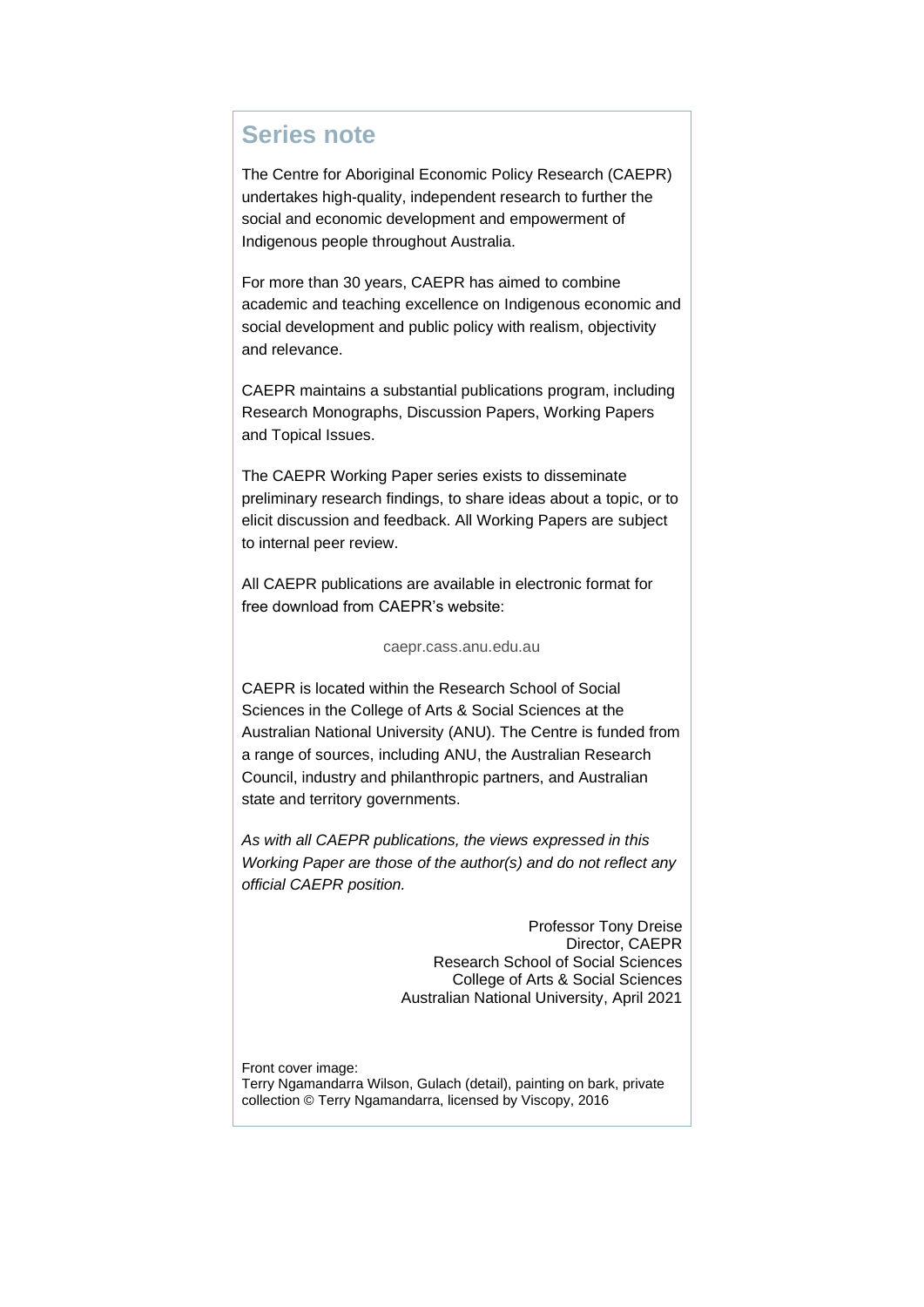## Series note

The Centre for Aboriginal Economic Policy Research (CAEPR) undertakes high-quality, independent research to further the social and economic development and empowerment of Indigenous people throughout Australia.

For more than 30 years, CAEPR has aimed to combine academic and teaching excellence on Indigenous economic and social development and public policy with realism, objectivity and relevance.

CAEPR maintains a substantial publications program, including Research Monographs, Discussion Papers, Working Papers and Topical Issues.

The CAEPR Working Paper series exists to disseminate preliminary research findings, to share ideas about a topic, or to elicit discussion and feedback. All Working Papers are subject to internal peer review.

All CAEPR publications are available in electronic format for free download from CAEPR's website:

caepr.cass.anu.edu.au

CAEPR is located within the Research School of Social Sciences in the College of Arts & Social Sciences at the Australian National University (ANU). The Centre is funded from a range of sources, including ANU, the Australian Research Council, industry and philanthropic partners, and Australian state and territory governments.

*As with all CAEPR publications, the views expressed in this Working Paper are those of the author(s) and do not reflect any official CAEPR position.*

Professor Tony Dreise
Director, CAEPR
Research School of Social Sciences
College of Arts & Social Sciences
Australian National University, April 2021

Front cover image:
Terry Ngamandarra Wilson, Gulach (detail), painting on bark, private collection © Terry Ngamandarra, licensed by Viscopy, 2016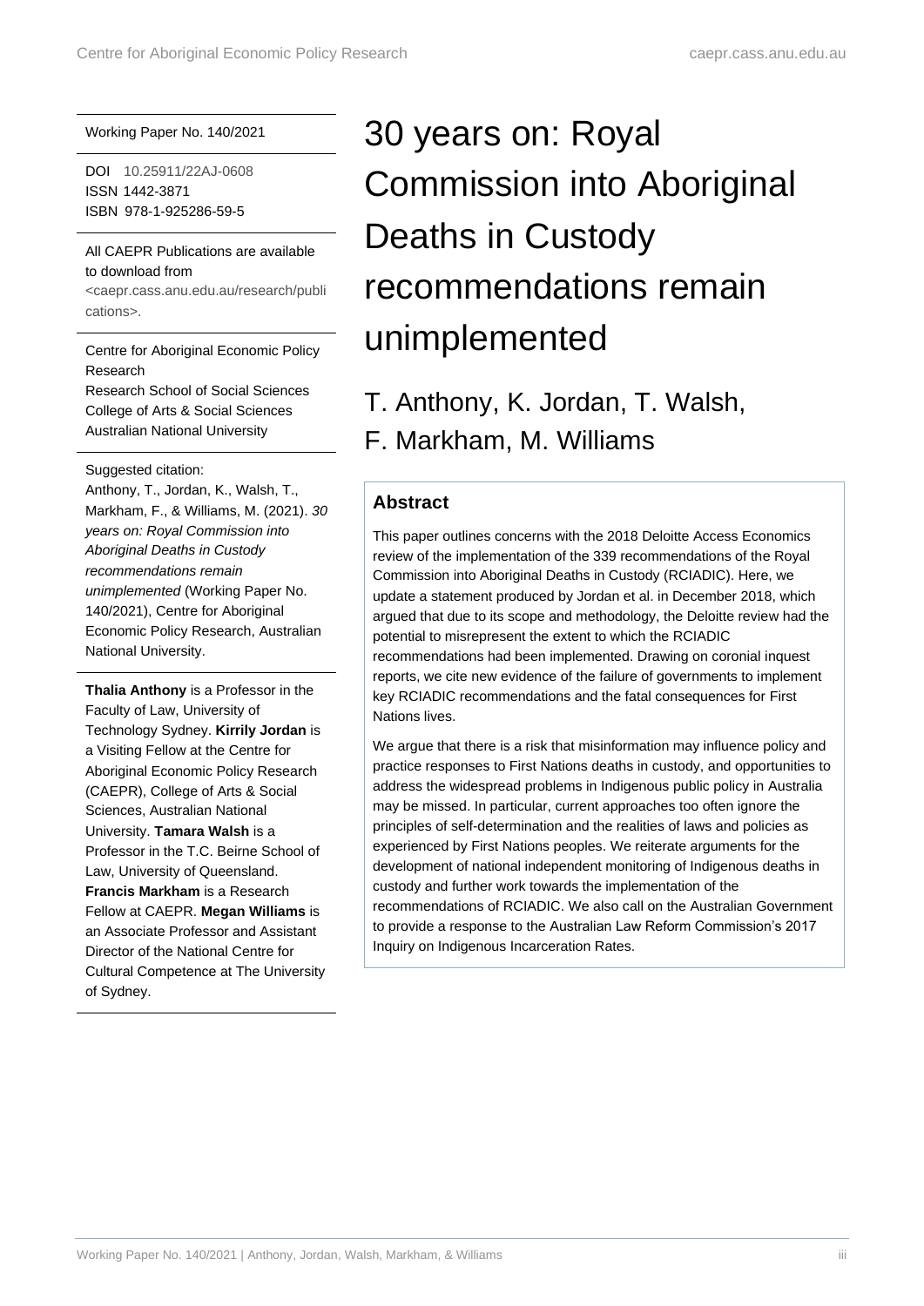# 30 years on: Royal Commission into Aboriginal Deaths in Custody recommendations remain unimplemented

T. Anthony, K. Jordan, T. Walsh, F. Markham, M. Williams

Working Paper No. 140/2021

DOI 10.25911/22AJ-0608
ISSN 1442-3871
ISBN 978-1-925286-59-5

All CAEPR Publications are available to download from <caepr.cass.anu.edu.au/research/publications>.

Centre for Aboriginal Economic Policy Research
Research School of Social Sciences
College of Arts & Social Sciences
Australian National University

Suggested citation:
Anthony, T., Jordan, K., Walsh, T., Markham, F., & Williams, M. (2021). *30 years on: Royal Commission into Aboriginal Deaths in Custody recommendations remain unimplemented* (Working Paper No. 140/2021), Centre for Aboriginal Economic Policy Research, Australian National University.

**Thalia Anthony** is a Professor in the Faculty of Law, University of Technology Sydney. **Kirrily Jordan** is a Visiting Fellow at the Centre for Aboriginal Economic Policy Research (CAEPR), College of Arts & Social Sciences, Australian National University. **Tamara Walsh** is a Professor in the T.C. Beirne School of Law, University of Queensland. **Francis Markham** is a Research Fellow at CAEPR. **Megan Williams** is an Associate Professor and Assistant Director of the National Centre for Cultural Competence at The University of Sydney.

## Abstract

This paper outlines concerns with the 2018 Deloitte Access Economics review of the implementation of the 339 recommendations of the Royal Commission into Aboriginal Deaths in Custody (RCIADIC). Here, we update a statement produced by Jordan et al. in December 2018, which argued that due to its scope and methodology, the Deloitte review had the potential to misrepresent the extent to which the RCIADIC recommendations had been implemented. Drawing on coronial inquest reports, we cite new evidence of the failure of governments to implement key RCIADIC recommendations and the fatal consequences for First Nations lives.

We argue that there is a risk that misinformation may influence policy and practice responses to First Nations deaths in custody, and opportunities to address the widespread problems in Indigenous public policy in Australia may be missed. In particular, current approaches too often ignore the principles of self-determination and the realities of laws and policies as experienced by First Nations peoples. We reiterate arguments for the development of national independent monitoring of Indigenous deaths in custody and further work towards the implementation of the recommendations of RCIADIC. We also call on the Australian Government to provide a response to the Australian Law Reform Commission's 2017 Inquiry on Indigenous Incarceration Rates.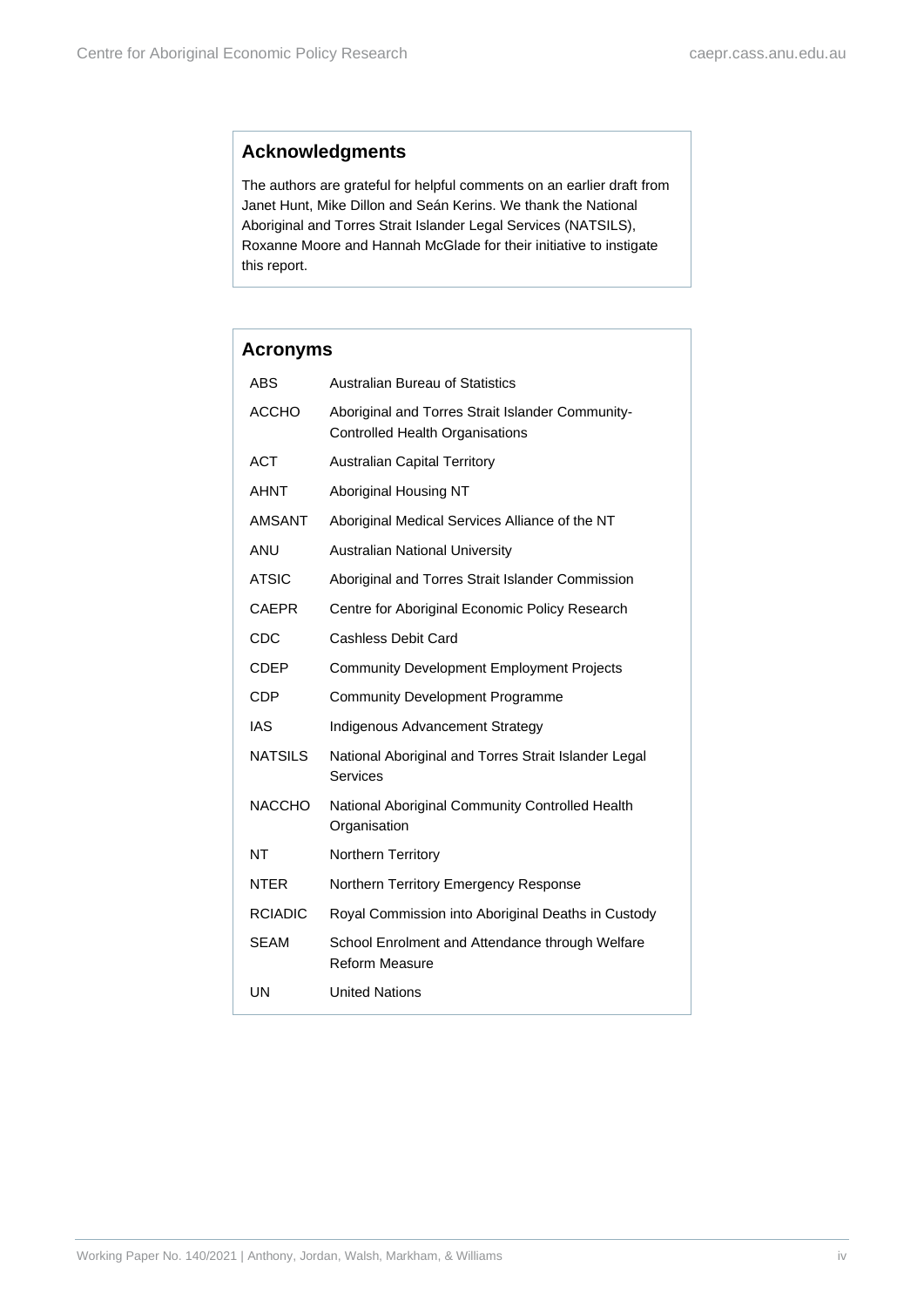## Acknowledgments

The authors are grateful for helpful comments on an earlier draft from Janet Hunt, Mike Dillon and Seán Kerins. We thank the National Aboriginal and Torres Strait Islander Legal Services (NATSILS), Roxanne Moore and Hannah McGlade for their initiative to instigate this report.

## Acronyms

| | |
|---|---|
| ABS | Australian Bureau of Statistics |
| ACCHO | Aboriginal and Torres Strait Islander Community-Controlled Health Organisations |
| ACT | Australian Capital Territory |
| AHNT | Aboriginal Housing NT |
| AMSANT | Aboriginal Medical Services Alliance of the NT |
| ANU | Australian National University |
| ATSIC | Aboriginal and Torres Strait Islander Commission |
| CAEPR | Centre for Aboriginal Economic Policy Research |
| CDC | Cashless Debit Card |
| CDEP | Community Development Employment Projects |
| CDP | Community Development Programme |
| IAS | Indigenous Advancement Strategy |
| NATSILS | National Aboriginal and Torres Strait Islander Legal Services |
| NACCHO | National Aboriginal Community Controlled Health Organisation |
| NT | Northern Territory |
| NTER | Northern Territory Emergency Response |
| RCIADIC | Royal Commission into Aboriginal Deaths in Custody |
| SEAM | School Enrolment and Attendance through Welfare Reform Measure |
| UN | United Nations |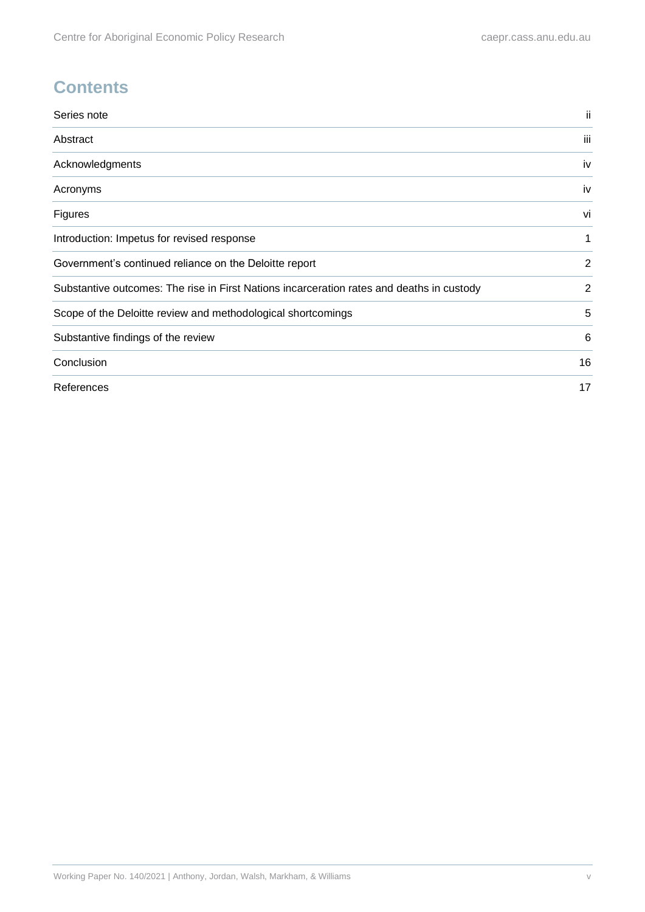# Contents

| | |
|---|---|
| Series note | ii |
| Abstract | iii |
| Acknowledgments | iv |
| Acronyms | iv |
| Figures | vi |
| Introduction: Impetus for revised response | 1 |
| Government's continued reliance on the Deloitte report | 2 |
| Substantive outcomes: The rise in First Nations incarceration rates and deaths in custody | 2 |
| Scope of the Deloitte review and methodological shortcomings | 5 |
| Substantive findings of the review | 6 |
| Conclusion | 16 |
| References | 17 |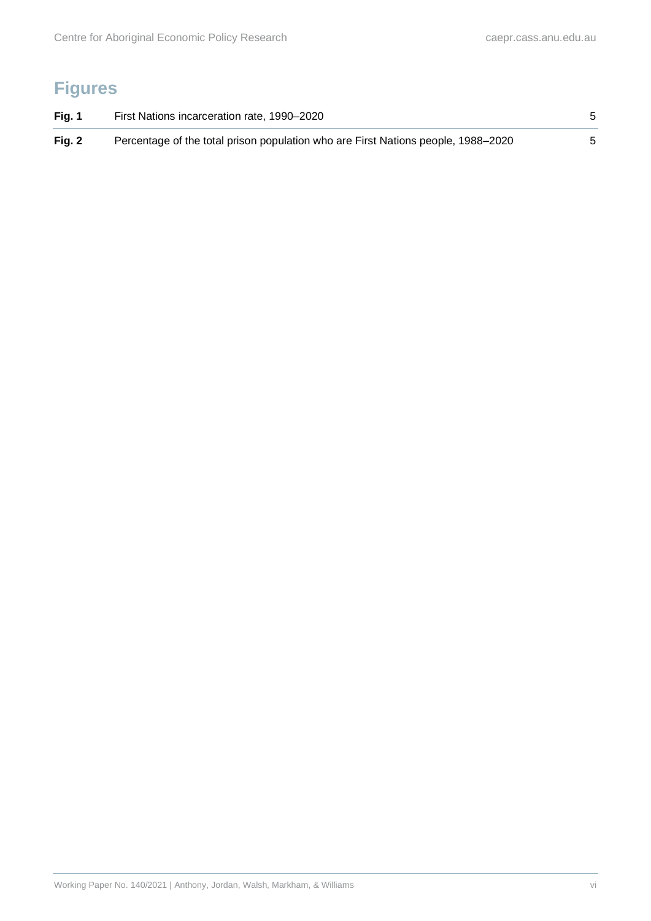## Figures

| | | |
|---|---|---|
| **Fig. 1** | First Nations incarceration rate, 1990–2020 | 5 |
| **Fig. 2** | Percentage of the total prison population who are First Nations people, 1988–2020 | 5 |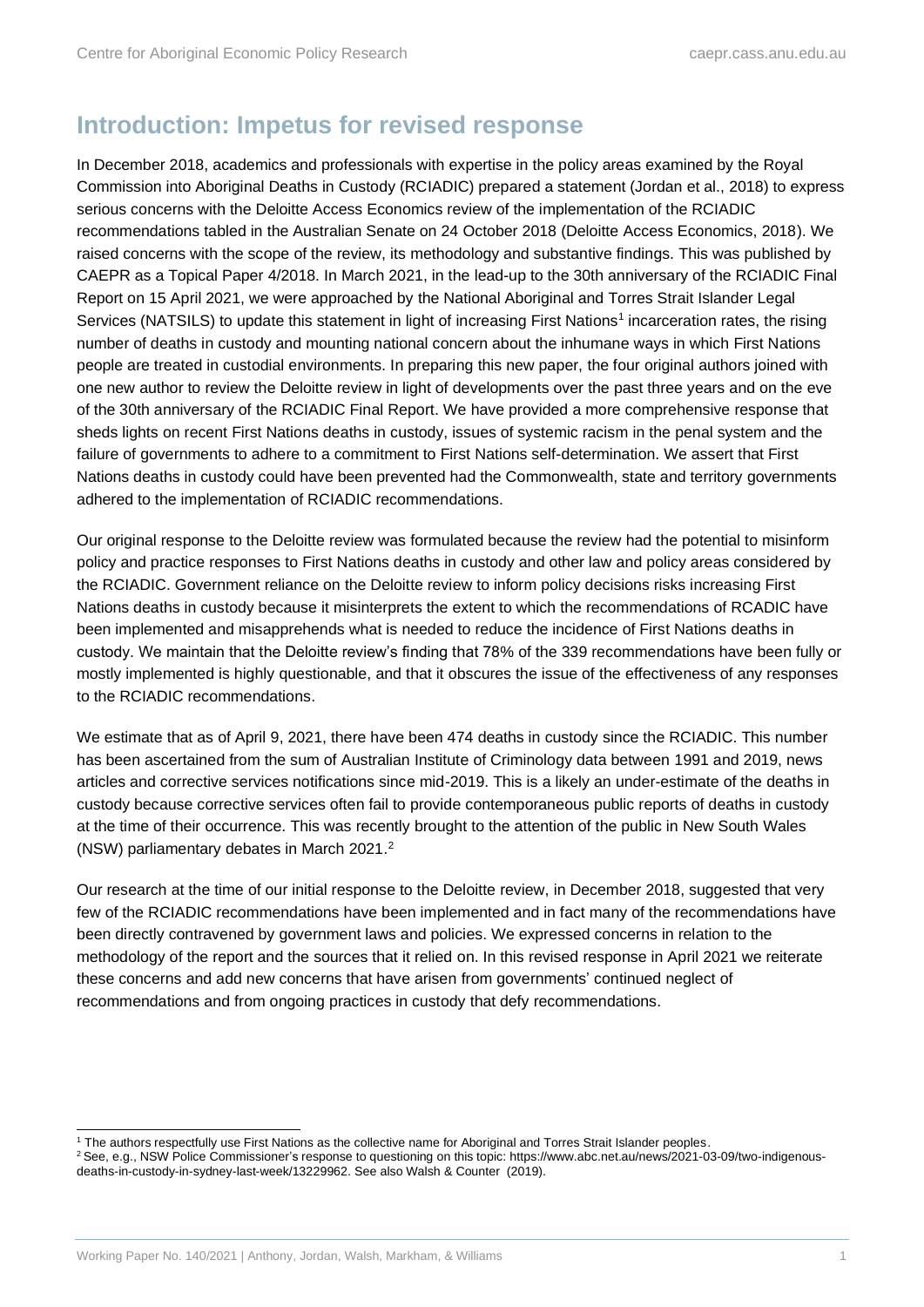## Introduction: Impetus for revised response

In December 2018, academics and professionals with expertise in the policy areas examined by the Royal Commission into Aboriginal Deaths in Custody (RCIADIC) prepared a statement (Jordan et al., 2018) to express serious concerns with the Deloitte Access Economics review of the implementation of the RCIADIC recommendations tabled in the Australian Senate on 24 October 2018 (Deloitte Access Economics, 2018). We raised concerns with the scope of the review, its methodology and substantive findings. This was published by CAEPR as a Topical Paper 4/2018. In March 2021, in the lead-up to the 30th anniversary of the RCIADIC Final Report on 15 April 2021, we were approached by the National Aboriginal and Torres Strait Islander Legal Services (NATSILS) to update this statement in light of increasing First Nations[1] incarceration rates, the rising number of deaths in custody and mounting national concern about the inhumane ways in which First Nations people are treated in custodial environments. In preparing this new paper, the four original authors joined with one new author to review the Deloitte review in light of developments over the past three years and on the eve of the 30th anniversary of the RCIADIC Final Report. We have provided a more comprehensive response that sheds lights on recent First Nations deaths in custody, issues of systemic racism in the penal system and the failure of governments to adhere to a commitment to First Nations self-determination. We assert that First Nations deaths in custody could have been prevented had the Commonwealth, state and territory governments adhered to the implementation of RCIADIC recommendations.

Our original response to the Deloitte review was formulated because the review had the potential to misinform policy and practice responses to First Nations deaths in custody and other law and policy areas considered by the RCIADIC. Government reliance on the Deloitte review to inform policy decisions risks increasing First Nations deaths in custody because it misinterprets the extent to which the recommendations of RCADIC have been implemented and misapprehends what is needed to reduce the incidence of First Nations deaths in custody. We maintain that the Deloitte review's finding that 78% of the 339 recommendations have been fully or mostly implemented is highly questionable, and that it obscures the issue of the effectiveness of any responses to the RCIADIC recommendations.

We estimate that as of April 9, 2021, there have been 474 deaths in custody since the RCIADIC. This number has been ascertained from the sum of Australian Institute of Criminology data between 1991 and 2019, news articles and corrective services notifications since mid-2019. This is a likely an under-estimate of the deaths in custody because corrective services often fail to provide contemporaneous public reports of deaths in custody at the time of their occurrence. This was recently brought to the attention of the public in New South Wales (NSW) parliamentary debates in March 2021.[2]

Our research at the time of our initial response to the Deloitte review, in December 2018, suggested that very few of the RCIADIC recommendations have been implemented and in fact many of the recommendations have been directly contravened by government laws and policies. We expressed concerns in relation to the methodology of the report and the sources that it relied on. In this revised response in April 2021 we reiterate these concerns and add new concerns that have arisen from governments' continued neglect of recommendations and from ongoing practices in custody that defy recommendations.

---

[1] The authors respectfully use First Nations as the collective name for Aboriginal and Torres Strait Islander peoples.

[2] See, e.g., NSW Police Commissioner's response to questioning on this topic: https://www.abc.net.au/news/2021-03-09/two-indigenous-deaths-in-custody-in-sydney-last-week/13229962. See also Walsh & Counter (2019).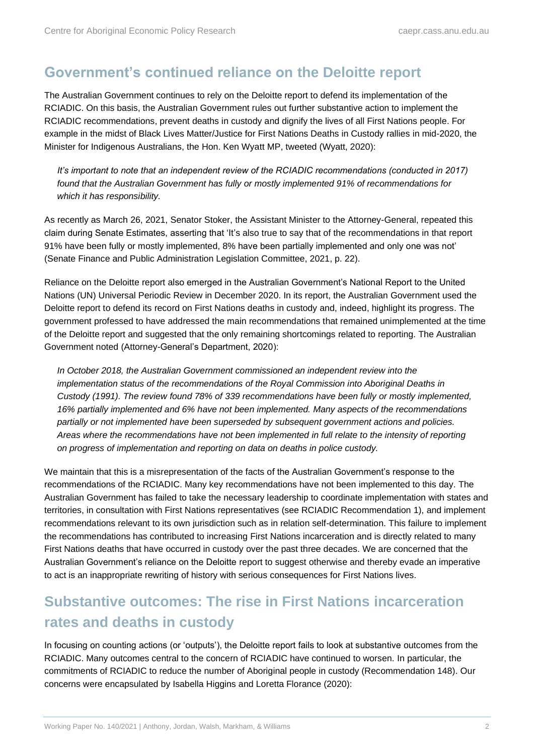## Government's continued reliance on the Deloitte report

The Australian Government continues to rely on the Deloitte report to defend its implementation of the RCIADIC. On this basis, the Australian Government rules out further substantive action to implement the RCIADIC recommendations, prevent deaths in custody and dignify the lives of all First Nations people. For example in the midst of Black Lives Matter/Justice for First Nations Deaths in Custody rallies in mid-2020, the Minister for Indigenous Australians, the Hon. Ken Wyatt MP, tweeted (Wyatt, 2020):

> *It's important to note that an independent review of the RCIADIC recommendations (conducted in 2017) found that the Australian Government has fully or mostly implemented 91% of recommendations for which it has responsibility.*

As recently as March 26, 2021, Senator Stoker, the Assistant Minister to the Attorney-General, repeated this claim during Senate Estimates, asserting that 'It's also true to say that of the recommendations in that report 91% have been fully or mostly implemented, 8% have been partially implemented and only one was not' (Senate Finance and Public Administration Legislation Committee, 2021, p. 22).

Reliance on the Deloitte report also emerged in the Australian Government's National Report to the United Nations (UN) Universal Periodic Review in December 2020. In its report, the Australian Government used the Deloitte report to defend its record on First Nations deaths in custody and, indeed, highlight its progress. The government professed to have addressed the main recommendations that remained unimplemented at the time of the Deloitte report and suggested that the only remaining shortcomings related to reporting. The Australian Government noted (Attorney-General's Department, 2020):

> *In October 2018, the Australian Government commissioned an independent review into the implementation status of the recommendations of the Royal Commission into Aboriginal Deaths in Custody (1991). The review found 78% of 339 recommendations have been fully or mostly implemented, 16% partially implemented and 6% have not been implemented. Many aspects of the recommendations partially or not implemented have been superseded by subsequent government actions and policies. Areas where the recommendations have not been implemented in full relate to the intensity of reporting on progress of implementation and reporting on data on deaths in police custody.*

We maintain that this is a misrepresentation of the facts of the Australian Government's response to the recommendations of the RCIADIC. Many key recommendations have not been implemented to this day. The Australian Government has failed to take the necessary leadership to coordinate implementation with states and territories, in consultation with First Nations representatives (see RCIADIC Recommendation 1), and implement recommendations relevant to its own jurisdiction such as in relation self-determination. This failure to implement the recommendations has contributed to increasing First Nations incarceration and is directly related to many First Nations deaths that have occurred in custody over the past three decades. We are concerned that the Australian Government's reliance on the Deloitte report to suggest otherwise and thereby evade an imperative to act is an inappropriate rewriting of history with serious consequences for First Nations lives.

## Substantive outcomes: The rise in First Nations incarceration rates and deaths in custody

In focusing on counting actions (or 'outputs'), the Deloitte report fails to look at substantive outcomes from the RCIADIC. Many outcomes central to the concern of RCIADIC have continued to worsen. In particular, the commitments of RCIADIC to reduce the number of Aboriginal people in custody (Recommendation 148). Our concerns were encapsulated by Isabella Higgins and Loretta Florance (2020):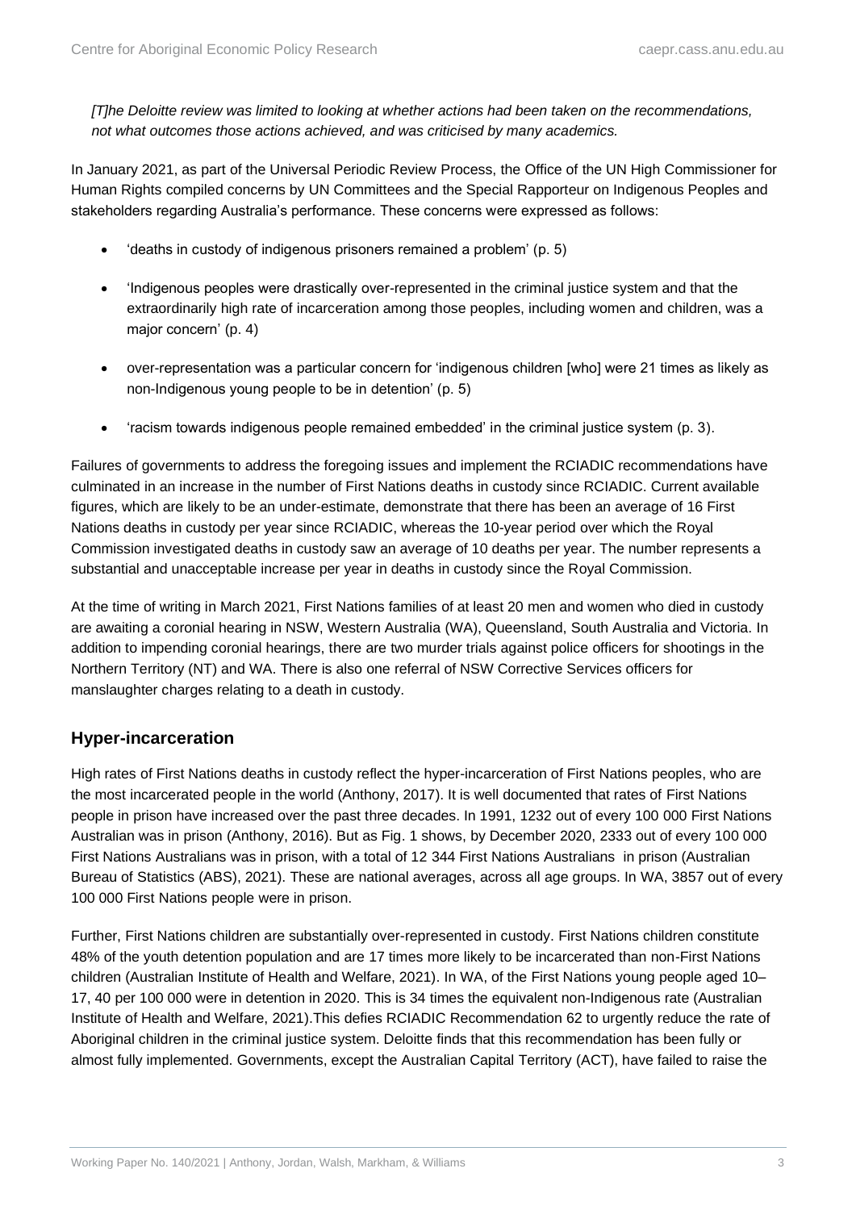*[T]he Deloitte review was limited to looking at whether actions had been taken on the recommendations, not what outcomes those actions achieved, and was criticised by many academics.*

In January 2021, as part of the Universal Periodic Review Process, the Office of the UN High Commissioner for Human Rights compiled concerns by UN Committees and the Special Rapporteur on Indigenous Peoples and stakeholders regarding Australia's performance. These concerns were expressed as follows:

- 'deaths in custody of indigenous prisoners remained a problem' (p. 5)
- 'Indigenous peoples were drastically over-represented in the criminal justice system and that the extraordinarily high rate of incarceration among those peoples, including women and children, was a major concern' (p. 4)
- over-representation was a particular concern for 'indigenous children [who] were 21 times as likely as non-Indigenous young people to be in detention' (p. 5)
- 'racism towards indigenous people remained embedded' in the criminal justice system (p. 3).

Failures of governments to address the foregoing issues and implement the RCIADIC recommendations have culminated in an increase in the number of First Nations deaths in custody since RCIADIC. Current available figures, which are likely to be an under-estimate, demonstrate that there has been an average of 16 First Nations deaths in custody per year since RCIADIC, whereas the 10-year period over which the Royal Commission investigated deaths in custody saw an average of 10 deaths per year. The number represents a substantial and unacceptable increase per year in deaths in custody since the Royal Commission.

At the time of writing in March 2021, First Nations families of at least 20 men and women who died in custody are awaiting a coronial hearing in NSW, Western Australia (WA), Queensland, South Australia and Victoria. In addition to impending coronial hearings, there are two murder trials against police officers for shootings in the Northern Territory (NT) and WA. There is also one referral of NSW Corrective Services officers for manslaughter charges relating to a death in custody.

## Hyper-incarceration

High rates of First Nations deaths in custody reflect the hyper-incarceration of First Nations peoples, who are the most incarcerated people in the world (Anthony, 2017). It is well documented that rates of First Nations people in prison have increased over the past three decades. In 1991, 1232 out of every 100 000 First Nations Australian was in prison (Anthony, 2016). But as Fig. 1 shows, by December 2020, 2333 out of every 100 000 First Nations Australians was in prison, with a total of 12 344 First Nations Australians in prison (Australian Bureau of Statistics (ABS), 2021). These are national averages, across all age groups. In WA, 3857 out of every 100 000 First Nations people were in prison.

Further, First Nations children are substantially over-represented in custody. First Nations children constitute 48% of the youth detention population and are 17 times more likely to be incarcerated than non-First Nations children (Australian Institute of Health and Welfare, 2021). In WA, of the First Nations young people aged 10–17, 40 per 100 000 were in detention in 2020. This is 34 times the equivalent non-Indigenous rate (Australian Institute of Health and Welfare, 2021).This defies RCIADIC Recommendation 62 to urgently reduce the rate of Aboriginal children in the criminal justice system. Deloitte finds that this recommendation has been fully or almost fully implemented. Governments, except the Australian Capital Territory (ACT), have failed to raise the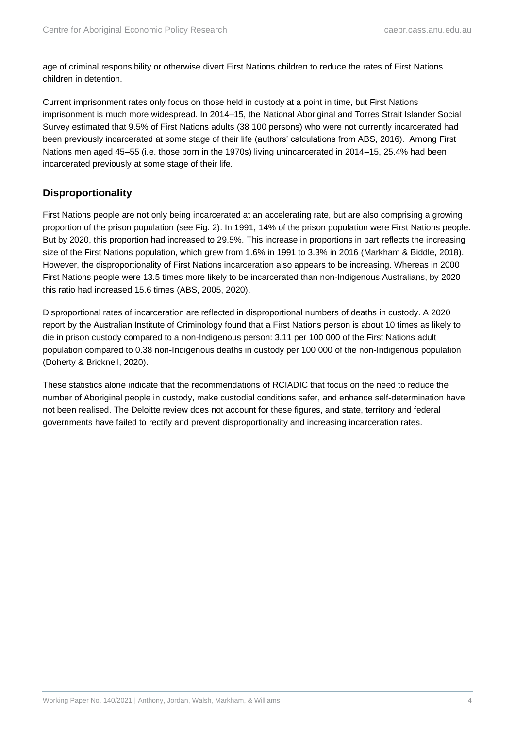age of criminal responsibility or otherwise divert First Nations children to reduce the rates of First Nations children in detention.

Current imprisonment rates only focus on those held in custody at a point in time, but First Nations imprisonment is much more widespread. In 2014–15, the National Aboriginal and Torres Strait Islander Social Survey estimated that 9.5% of First Nations adults (38 100 persons) who were not currently incarcerated had been previously incarcerated at some stage of their life (authors' calculations from ABS, 2016). Among First Nations men aged 45–55 (i.e. those born in the 1970s) living unincarcerated in 2014–15, 25.4% had been incarcerated previously at some stage of their life.

## Disproportionality

First Nations people are not only being incarcerated at an accelerating rate, but are also comprising a growing proportion of the prison population (see Fig. 2). In 1991, 14% of the prison population were First Nations people. But by 2020, this proportion had increased to 29.5%. This increase in proportions in part reflects the increasing size of the First Nations population, which grew from 1.6% in 1991 to 3.3% in 2016 (Markham & Biddle, 2018). However, the disproportionality of First Nations incarceration also appears to be increasing. Whereas in 2000 First Nations people were 13.5 times more likely to be incarcerated than non-Indigenous Australians, by 2020 this ratio had increased 15.6 times (ABS, 2005, 2020).

Disproportional rates of incarceration are reflected in disproportional numbers of deaths in custody. A 2020 report by the Australian Institute of Criminology found that a First Nations person is about 10 times as likely to die in prison custody compared to a non-Indigenous person: 3.11 per 100 000 of the First Nations adult population compared to 0.38 non-Indigenous deaths in custody per 100 000 of the non-Indigenous population (Doherty & Bricknell, 2020).

These statistics alone indicate that the recommendations of RCIADIC that focus on the need to reduce the number of Aboriginal people in custody, make custodial conditions safer, and enhance self-determination have not been realised. The Deloitte review does not account for these figures, and state, territory and federal governments have failed to rectify and prevent disproportionality and increasing incarceration rates.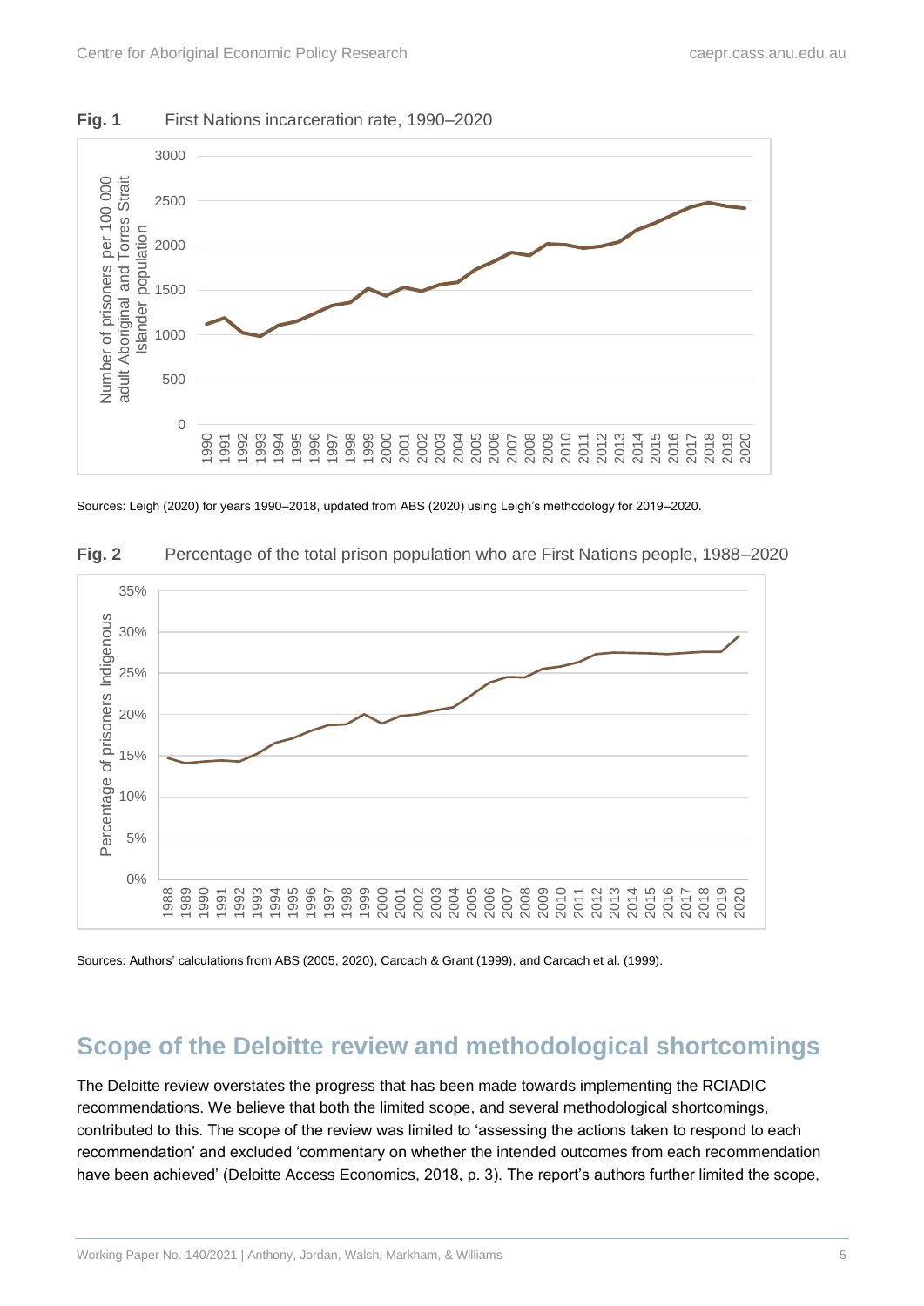**Fig. 1** First Nations incarceration rate, 1990–2020

Sources: Leigh (2020) for years 1990–2018, updated from ABS (2020) using Leigh's methodology for 2019–2020.

**Fig. 2** Percentage of the total prison population who are First Nations people, 1988–2020

Sources: Authors' calculations from ABS (2005, 2020), Carcach & Grant (1999), and Carcach et al. (1999).

## Scope of the Deloitte review and methodological shortcomings

The Deloitte review overstates the progress that has been made towards implementing the RCIADIC recommendations. We believe that both the limited scope, and several methodological shortcomings, contributed to this. The scope of the review was limited to 'assessing the actions taken to respond to each recommendation' and excluded 'commentary on whether the intended outcomes from each recommendation have been achieved' (Deloitte Access Economics, 2018, p. 3). The report's authors further limited the scope,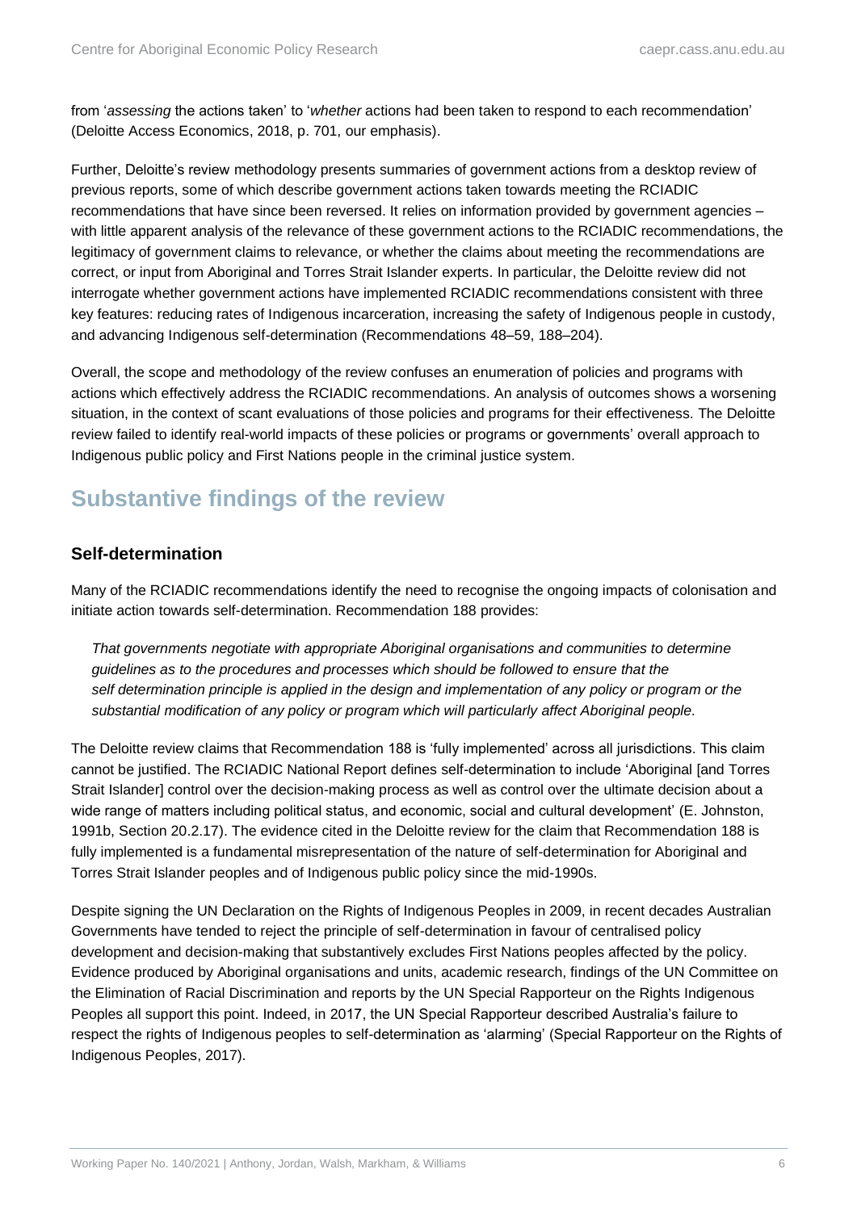from '*assessing* the actions taken' to '*whether* actions had been taken to respond to each recommendation' (Deloitte Access Economics, 2018, p. 701, our emphasis).

Further, Deloitte's review methodology presents summaries of government actions from a desktop review of previous reports, some of which describe government actions taken towards meeting the RCIADIC recommendations that have since been reversed. It relies on information provided by government agencies – with little apparent analysis of the relevance of these government actions to the RCIADIC recommendations, the legitimacy of government claims to relevance, or whether the claims about meeting the recommendations are correct, or input from Aboriginal and Torres Strait Islander experts. In particular, the Deloitte review did not interrogate whether government actions have implemented RCIADIC recommendations consistent with three key features: reducing rates of Indigenous incarceration, increasing the safety of Indigenous people in custody, and advancing Indigenous self-determination (Recommendations 48–59, 188–204).

Overall, the scope and methodology of the review confuses an enumeration of policies and programs with actions which effectively address the RCIADIC recommendations. An analysis of outcomes shows a worsening situation, in the context of scant evaluations of those policies and programs for their effectiveness. The Deloitte review failed to identify real-world impacts of these policies or programs or governments' overall approach to Indigenous public policy and First Nations people in the criminal justice system.

## Substantive findings of the review

### Self-determination

Many of the RCIADIC recommendations identify the need to recognise the ongoing impacts of colonisation and initiate action towards self-determination. Recommendation 188 provides:

> *That governments negotiate with appropriate Aboriginal organisations and communities to determine guidelines as to the procedures and processes which should be followed to ensure that the self determination principle is applied in the design and implementation of any policy or program or the substantial modification of any policy or program which will particularly affect Aboriginal people.*

The Deloitte review claims that Recommendation 188 is 'fully implemented' across all jurisdictions. This claim cannot be justified. The RCIADIC National Report defines self-determination to include 'Aboriginal [and Torres Strait Islander] control over the decision-making process as well as control over the ultimate decision about a wide range of matters including political status, and economic, social and cultural development' (E. Johnston, 1991b, Section 20.2.17). The evidence cited in the Deloitte review for the claim that Recommendation 188 is fully implemented is a fundamental misrepresentation of the nature of self-determination for Aboriginal and Torres Strait Islander peoples and of Indigenous public policy since the mid-1990s.

Despite signing the UN Declaration on the Rights of Indigenous Peoples in 2009, in recent decades Australian Governments have tended to reject the principle of self-determination in favour of centralised policy development and decision-making that substantively excludes First Nations peoples affected by the policy. Evidence produced by Aboriginal organisations and units, academic research, findings of the UN Committee on the Elimination of Racial Discrimination and reports by the UN Special Rapporteur on the Rights Indigenous Peoples all support this point. Indeed, in 2017, the UN Special Rapporteur described Australia's failure to respect the rights of Indigenous peoples to self-determination as 'alarming' (Special Rapporteur on the Rights of Indigenous Peoples, 2017).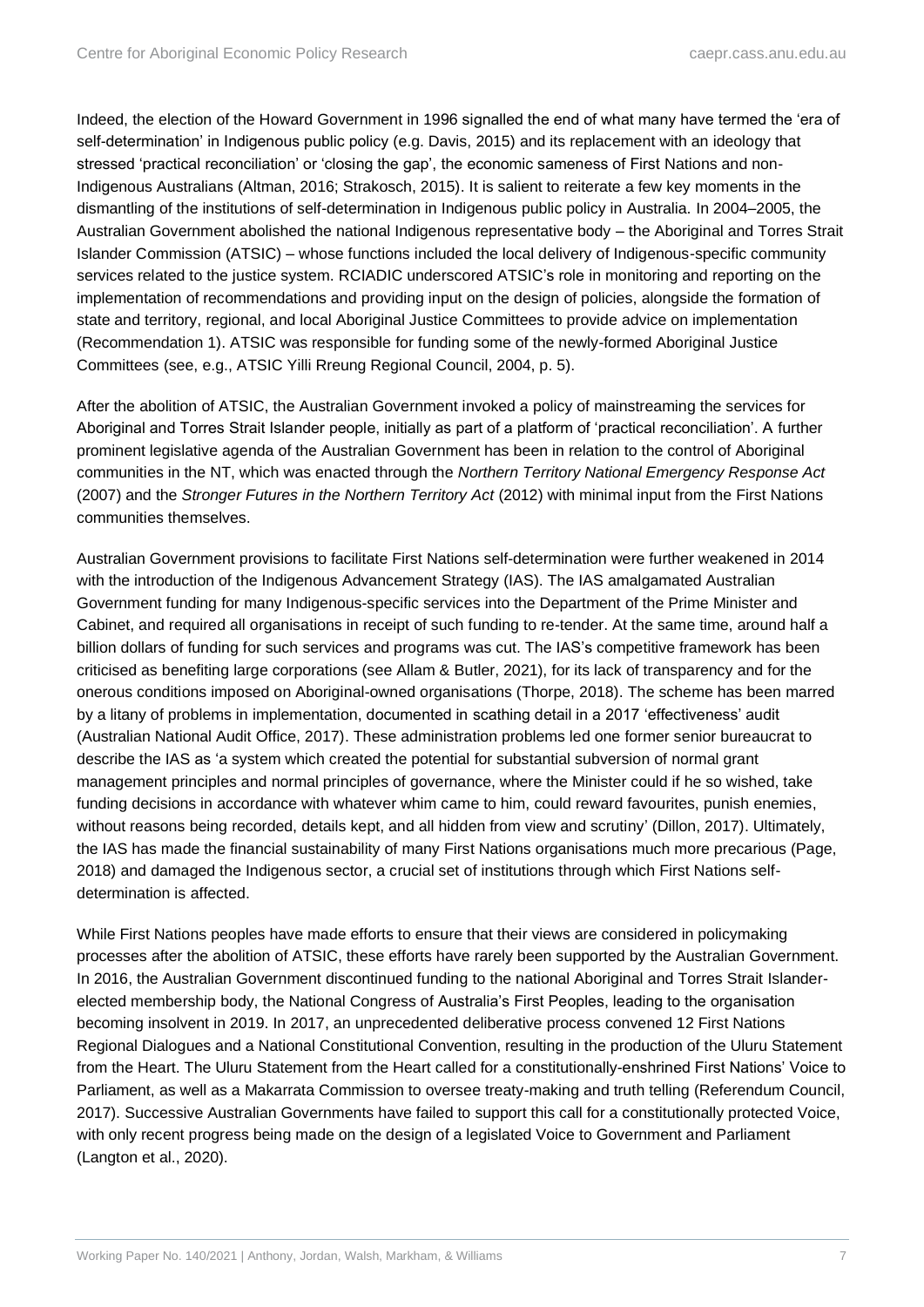Indeed, the election of the Howard Government in 1996 signalled the end of what many have termed the 'era of self-determination' in Indigenous public policy (e.g. Davis, 2015) and its replacement with an ideology that stressed 'practical reconciliation' or 'closing the gap', the economic sameness of First Nations and non-Indigenous Australians (Altman, 2016; Strakosch, 2015). It is salient to reiterate a few key moments in the dismantling of the institutions of self-determination in Indigenous public policy in Australia. In 2004–2005, the Australian Government abolished the national Indigenous representative body – the Aboriginal and Torres Strait Islander Commission (ATSIC) – whose functions included the local delivery of Indigenous-specific community services related to the justice system. RCIADIC underscored ATSIC's role in monitoring and reporting on the implementation of recommendations and providing input on the design of policies, alongside the formation of state and territory, regional, and local Aboriginal Justice Committees to provide advice on implementation (Recommendation 1). ATSIC was responsible for funding some of the newly-formed Aboriginal Justice Committees (see, e.g., ATSIC Yilli Rreung Regional Council, 2004, p. 5).

After the abolition of ATSIC, the Australian Government invoked a policy of mainstreaming the services for Aboriginal and Torres Strait Islander people, initially as part of a platform of 'practical reconciliation'. A further prominent legislative agenda of the Australian Government has been in relation to the control of Aboriginal communities in the NT, which was enacted through the *Northern Territory National Emergency Response Act* (2007) and the *Stronger Futures in the Northern Territory Act* (2012) with minimal input from the First Nations communities themselves.

Australian Government provisions to facilitate First Nations self-determination were further weakened in 2014 with the introduction of the Indigenous Advancement Strategy (IAS). The IAS amalgamated Australian Government funding for many Indigenous-specific services into the Department of the Prime Minister and Cabinet, and required all organisations in receipt of such funding to re-tender. At the same time, around half a billion dollars of funding for such services and programs was cut. The IAS's competitive framework has been criticised as benefiting large corporations (see Allam & Butler, 2021), for its lack of transparency and for the onerous conditions imposed on Aboriginal-owned organisations (Thorpe, 2018). The scheme has been marred by a litany of problems in implementation, documented in scathing detail in a 2017 'effectiveness' audit (Australian National Audit Office, 2017). These administration problems led one former senior bureaucrat to describe the IAS as 'a system which created the potential for substantial subversion of normal grant management principles and normal principles of governance, where the Minister could if he so wished, take funding decisions in accordance with whatever whim came to him, could reward favourites, punish enemies, without reasons being recorded, details kept, and all hidden from view and scrutiny' (Dillon, 2017). Ultimately, the IAS has made the financial sustainability of many First Nations organisations much more precarious (Page, 2018) and damaged the Indigenous sector, a crucial set of institutions through which First Nations self-determination is affected.

While First Nations peoples have made efforts to ensure that their views are considered in policymaking processes after the abolition of ATSIC, these efforts have rarely been supported by the Australian Government. In 2016, the Australian Government discontinued funding to the national Aboriginal and Torres Strait Islander-elected membership body, the National Congress of Australia's First Peoples, leading to the organisation becoming insolvent in 2019. In 2017, an unprecedented deliberative process convened 12 First Nations Regional Dialogues and a National Constitutional Convention, resulting in the production of the Uluru Statement from the Heart. The Uluru Statement from the Heart called for a constitutionally-enshrined First Nations' Voice to Parliament, as well as a Makarrata Commission to oversee treaty-making and truth telling (Referendum Council, 2017). Successive Australian Governments have failed to support this call for a constitutionally protected Voice, with only recent progress being made on the design of a legislated Voice to Government and Parliament (Langton et al., 2020).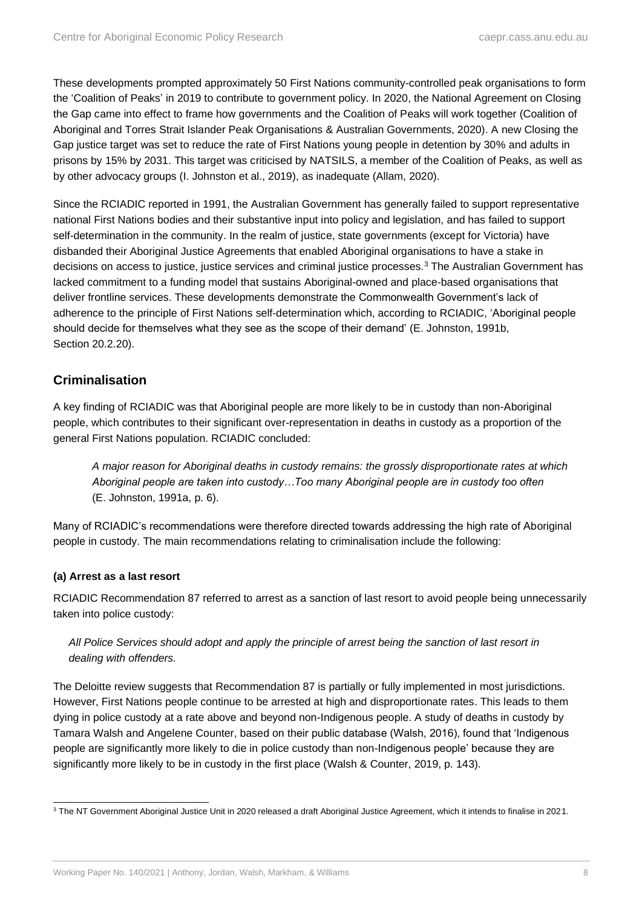These developments prompted approximately 50 First Nations community-controlled peak organisations to form the 'Coalition of Peaks' in 2019 to contribute to government policy. In 2020, the National Agreement on Closing the Gap came into effect to frame how governments and the Coalition of Peaks will work together (Coalition of Aboriginal and Torres Strait Islander Peak Organisations & Australian Governments, 2020). A new Closing the Gap justice target was set to reduce the rate of First Nations young people in detention by 30% and adults in prisons by 15% by 2031. This target was criticised by NATSILS, a member of the Coalition of Peaks, as well as by other advocacy groups (I. Johnston et al., 2019), as inadequate (Allam, 2020).

Since the RCIADIC reported in 1991, the Australian Government has generally failed to support representative national First Nations bodies and their substantive input into policy and legislation, and has failed to support self-determination in the community. In the realm of justice, state governments (except for Victoria) have disbanded their Aboriginal Justice Agreements that enabled Aboriginal organisations to have a stake in decisions on access to justice, justice services and criminal justice processes.[3] The Australian Government has lacked commitment to a funding model that sustains Aboriginal-owned and place-based organisations that deliver frontline services. These developments demonstrate the Commonwealth Government's lack of adherence to the principle of First Nations self-determination which, according to RCIADIC, 'Aboriginal people should decide for themselves what they see as the scope of their demand' (E. Johnston, 1991b, Section 20.2.20).

## Criminalisation

A key finding of RCIADIC was that Aboriginal people are more likely to be in custody than non-Aboriginal people, which contributes to their significant over-representation in deaths in custody as a proportion of the general First Nations population. RCIADIC concluded:

> *A major reason for Aboriginal deaths in custody remains: the grossly disproportionate rates at which Aboriginal people are taken into custody…Too many Aboriginal people are in custody too often* (E. Johnston, 1991a, p. 6).

Many of RCIADIC's recommendations were therefore directed towards addressing the high rate of Aboriginal people in custody. The main recommendations relating to criminalisation include the following:

### (a) Arrest as a last resort

RCIADIC Recommendation 87 referred to arrest as a sanction of last resort to avoid people being unnecessarily taken into police custody:

> *All Police Services should adopt and apply the principle of arrest being the sanction of last resort in dealing with offenders.*

The Deloitte review suggests that Recommendation 87 is partially or fully implemented in most jurisdictions. However, First Nations people continue to be arrested at high and disproportionate rates. This leads to them dying in police custody at a rate above and beyond non-Indigenous people. A study of deaths in custody by Tamara Walsh and Angelene Counter, based on their public database (Walsh, 2016), found that 'Indigenous people are significantly more likely to die in police custody than non-Indigenous people' because they are significantly more likely to be in custody in the first place (Walsh & Counter, 2019, p. 143).

---

[3] The NT Government Aboriginal Justice Unit in 2020 released a draft Aboriginal Justice Agreement, which it intends to finalise in 2021.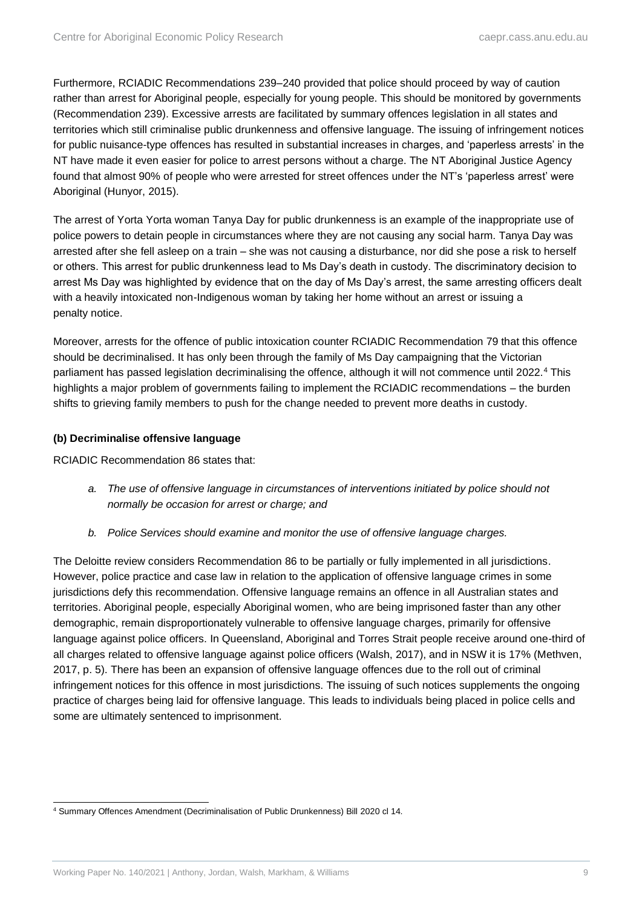Furthermore, RCIADIC Recommendations 239–240 provided that police should proceed by way of caution rather than arrest for Aboriginal people, especially for young people. This should be monitored by governments (Recommendation 239). Excessive arrests are facilitated by summary offences legislation in all states and territories which still criminalise public drunkenness and offensive language. The issuing of infringement notices for public nuisance-type offences has resulted in substantial increases in charges, and 'paperless arrests' in the NT have made it even easier for police to arrest persons without a charge. The NT Aboriginal Justice Agency found that almost 90% of people who were arrested for street offences under the NT's 'paperless arrest' were Aboriginal (Hunyor, 2015).

The arrest of Yorta Yorta woman Tanya Day for public drunkenness is an example of the inappropriate use of police powers to detain people in circumstances where they are not causing any social harm. Tanya Day was arrested after she fell asleep on a train – she was not causing a disturbance, nor did she pose a risk to herself or others. This arrest for public drunkenness lead to Ms Day's death in custody. The discriminatory decision to arrest Ms Day was highlighted by evidence that on the day of Ms Day's arrest, the same arresting officers dealt with a heavily intoxicated non-Indigenous woman by taking her home without an arrest or issuing a penalty notice.

Moreover, arrests for the offence of public intoxication counter RCIADIC Recommendation 79 that this offence should be decriminalised. It has only been through the family of Ms Day campaigning that the Victorian parliament has passed legislation decriminalising the offence, although it will not commence until 2022.[4] This highlights a major problem of governments failing to implement the RCIADIC recommendations – the burden shifts to grieving family members to push for the change needed to prevent more deaths in custody.

### (b) Decriminalise offensive language

RCIADIC Recommendation 86 states that:

- *a. The use of offensive language in circumstances of interventions initiated by police should not normally be occasion for arrest or charge; and*
- *b. Police Services should examine and monitor the use of offensive language charges.*

The Deloitte review considers Recommendation 86 to be partially or fully implemented in all jurisdictions. However, police practice and case law in relation to the application of offensive language crimes in some jurisdictions defy this recommendation. Offensive language remains an offence in all Australian states and territories. Aboriginal people, especially Aboriginal women, who are being imprisoned faster than any other demographic, remain disproportionately vulnerable to offensive language charges, primarily for offensive language against police officers. In Queensland, Aboriginal and Torres Strait people receive around one-third of all charges related to offensive language against police officers (Walsh, 2017), and in NSW it is 17% (Methven, 2017, p. 5). There has been an expansion of offensive language offences due to the roll out of criminal infringement notices for this offence in most jurisdictions. The issuing of such notices supplements the ongoing practice of charges being laid for offensive language. This leads to individuals being placed in police cells and some are ultimately sentenced to imprisonment.

[4] Summary Offences Amendment (Decriminalisation of Public Drunkenness) Bill 2020 cl 14.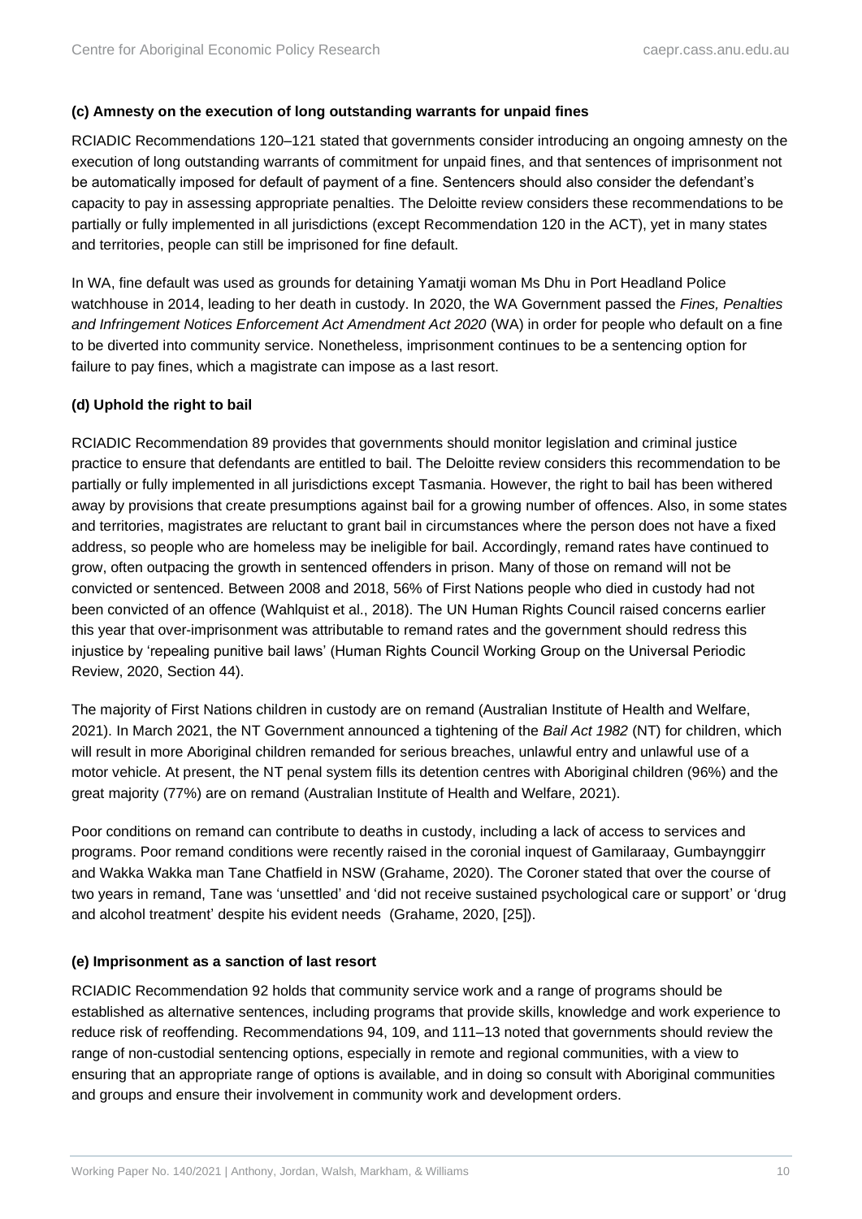**(c) Amnesty on the execution of long outstanding warrants for unpaid fines**

RCIADIC Recommendations 120–121 stated that governments consider introducing an ongoing amnesty on the execution of long outstanding warrants of commitment for unpaid fines, and that sentences of imprisonment not be automatically imposed for default of payment of a fine. Sentencers should also consider the defendant's capacity to pay in assessing appropriate penalties. The Deloitte review considers these recommendations to be partially or fully implemented in all jurisdictions (except Recommendation 120 in the ACT), yet in many states and territories, people can still be imprisoned for fine default.

In WA, fine default was used as grounds for detaining Yamatji woman Ms Dhu in Port Headland Police watchhouse in 2014, leading to her death in custody. In 2020, the WA Government passed the *Fines, Penalties and Infringement Notices Enforcement Act Amendment Act 2020* (WA) in order for people who default on a fine to be diverted into community service. Nonetheless, imprisonment continues to be a sentencing option for failure to pay fines, which a magistrate can impose as a last resort.

**(d) Uphold the right to bail**

RCIADIC Recommendation 89 provides that governments should monitor legislation and criminal justice practice to ensure that defendants are entitled to bail. The Deloitte review considers this recommendation to be partially or fully implemented in all jurisdictions except Tasmania. However, the right to bail has been withered away by provisions that create presumptions against bail for a growing number of offences. Also, in some states and territories, magistrates are reluctant to grant bail in circumstances where the person does not have a fixed address, so people who are homeless may be ineligible for bail. Accordingly, remand rates have continued to grow, often outpacing the growth in sentenced offenders in prison. Many of those on remand will not be convicted or sentenced. Between 2008 and 2018, 56% of First Nations people who died in custody had not been convicted of an offence (Wahlquist et al., 2018). The UN Human Rights Council raised concerns earlier this year that over-imprisonment was attributable to remand rates and the government should redress this injustice by 'repealing punitive bail laws' (Human Rights Council Working Group on the Universal Periodic Review, 2020, Section 44).

The majority of First Nations children in custody are on remand (Australian Institute of Health and Welfare, 2021). In March 2021, the NT Government announced a tightening of the *Bail Act 1982* (NT) for children, which will result in more Aboriginal children remanded for serious breaches, unlawful entry and unlawful use of a motor vehicle. At present, the NT penal system fills its detention centres with Aboriginal children (96%) and the great majority (77%) are on remand (Australian Institute of Health and Welfare, 2021).

Poor conditions on remand can contribute to deaths in custody, including a lack of access to services and programs. Poor remand conditions were recently raised in the coronial inquest of Gamilaraay, Gumbaynggirr and Wakka Wakka man Tane Chatfield in NSW (Grahame, 2020). The Coroner stated that over the course of two years in remand, Tane was 'unsettled' and 'did not receive sustained psychological care or support' or 'drug and alcohol treatment' despite his evident needs (Grahame, 2020, [25]).

**(e) Imprisonment as a sanction of last resort**

RCIADIC Recommendation 92 holds that community service work and a range of programs should be established as alternative sentences, including programs that provide skills, knowledge and work experience to reduce risk of reoffending. Recommendations 94, 109, and 111–13 noted that governments should review the range of non-custodial sentencing options, especially in remote and regional communities, with a view to ensuring that an appropriate range of options is available, and in doing so consult with Aboriginal communities and groups and ensure their involvement in community work and development orders.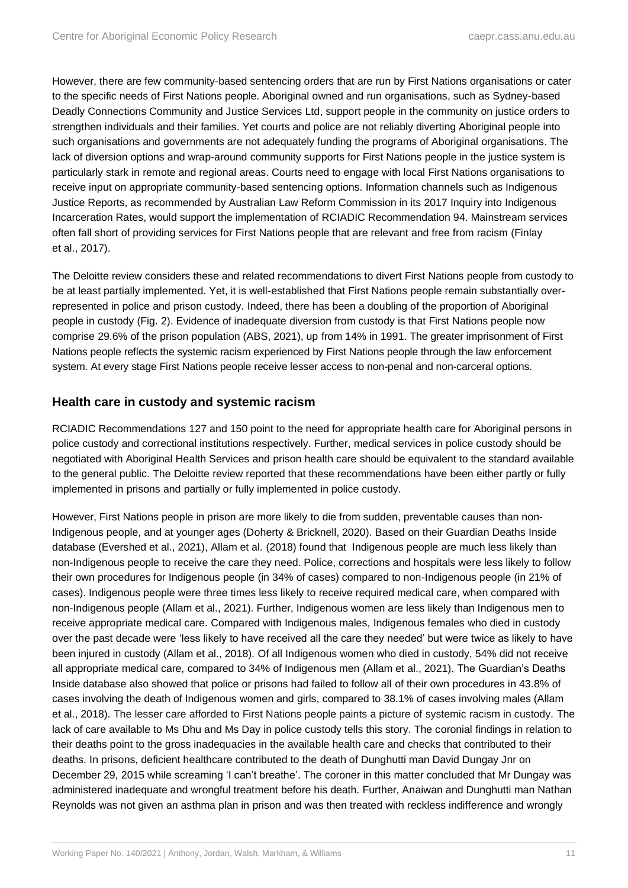However, there are few community-based sentencing orders that are run by First Nations organisations or cater to the specific needs of First Nations people. Aboriginal owned and run organisations, such as Sydney-based Deadly Connections Community and Justice Services Ltd, support people in the community on justice orders to strengthen individuals and their families. Yet courts and police are not reliably diverting Aboriginal people into such organisations and governments are not adequately funding the programs of Aboriginal organisations. The lack of diversion options and wrap-around community supports for First Nations people in the justice system is particularly stark in remote and regional areas. Courts need to engage with local First Nations organisations to receive input on appropriate community-based sentencing options. Information channels such as Indigenous Justice Reports, as recommended by Australian Law Reform Commission in its 2017 Inquiry into Indigenous Incarceration Rates, would support the implementation of RCIADIC Recommendation 94. Mainstream services often fall short of providing services for First Nations people that are relevant and free from racism (Finlay et al., 2017).

The Deloitte review considers these and related recommendations to divert First Nations people from custody to be at least partially implemented. Yet, it is well-established that First Nations people remain substantially over-represented in police and prison custody. Indeed, there has been a doubling of the proportion of Aboriginal people in custody (Fig. 2). Evidence of inadequate diversion from custody is that First Nations people now comprise 29.6% of the prison population (ABS, 2021), up from 14% in 1991. The greater imprisonment of First Nations people reflects the systemic racism experienced by First Nations people through the law enforcement system. At every stage First Nations people receive lesser access to non-penal and non-carceral options.

## Health care in custody and systemic racism

RCIADIC Recommendations 127 and 150 point to the need for appropriate health care for Aboriginal persons in police custody and correctional institutions respectively. Further, medical services in police custody should be negotiated with Aboriginal Health Services and prison health care should be equivalent to the standard available to the general public. The Deloitte review reported that these recommendations have been either partly or fully implemented in prisons and partially or fully implemented in police custody.

However, First Nations people in prison are more likely to die from sudden, preventable causes than non-Indigenous people, and at younger ages (Doherty & Bricknell, 2020). Based on their Guardian Deaths Inside database (Evershed et al., 2021), Allam et al. (2018) found that Indigenous people are much less likely than non-Indigenous people to receive the care they need. Police, corrections and hospitals were less likely to follow their own procedures for Indigenous people (in 34% of cases) compared to non-Indigenous people (in 21% of cases). Indigenous people were three times less likely to receive required medical care, when compared with non-Indigenous people (Allam et al., 2021). Further, Indigenous women are less likely than Indigenous men to receive appropriate medical care. Compared with Indigenous males, Indigenous females who died in custody over the past decade were 'less likely to have received all the care they needed' but were twice as likely to have been injured in custody (Allam et al., 2018). Of all Indigenous women who died in custody, 54% did not receive all appropriate medical care, compared to 34% of Indigenous men (Allam et al., 2021). The Guardian's Deaths Inside database also showed that police or prisons had failed to follow all of their own procedures in 43.8% of cases involving the death of Indigenous women and girls, compared to 38.1% of cases involving males (Allam et al., 2018). The lesser care afforded to First Nations people paints a picture of systemic racism in custody. The lack of care available to Ms Dhu and Ms Day in police custody tells this story. The coronial findings in relation to their deaths point to the gross inadequacies in the available health care and checks that contributed to their deaths. In prisons, deficient healthcare contributed to the death of Dunghutti man David Dungay Jnr on December 29, 2015 while screaming 'I can't breathe'. The coroner in this matter concluded that Mr Dungay was administered inadequate and wrongful treatment before his death. Further, Anaiwan and Dunghutti man Nathan Reynolds was not given an asthma plan in prison and was then treated with reckless indifference and wrongly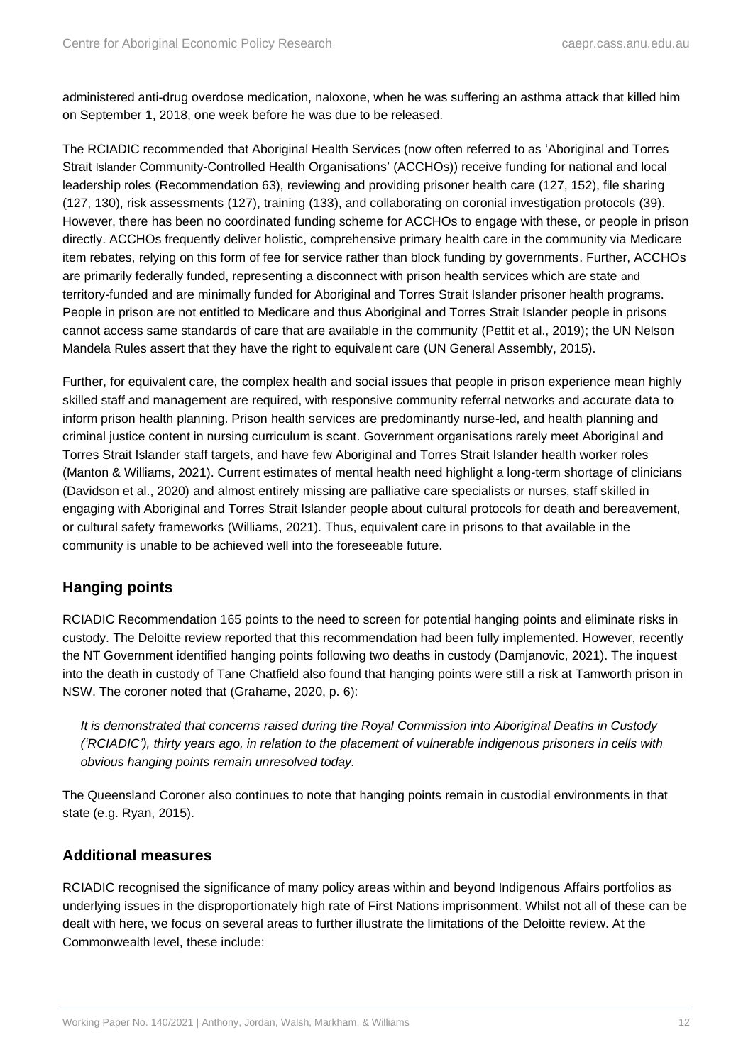administered anti-drug overdose medication, naloxone, when he was suffering an asthma attack that killed him on September 1, 2018, one week before he was due to be released.

The RCIADIC recommended that Aboriginal Health Services (now often referred to as 'Aboriginal and Torres Strait Islander Community-Controlled Health Organisations' (ACCHOs)) receive funding for national and local leadership roles (Recommendation 63), reviewing and providing prisoner health care (127, 152), file sharing (127, 130), risk assessments (127), training (133), and collaborating on coronial investigation protocols (39). However, there has been no coordinated funding scheme for ACCHOs to engage with these, or people in prison directly. ACCHOs frequently deliver holistic, comprehensive primary health care in the community via Medicare item rebates, relying on this form of fee for service rather than block funding by governments. Further, ACCHOs are primarily federally funded, representing a disconnect with prison health services which are state and territory-funded and are minimally funded for Aboriginal and Torres Strait Islander prisoner health programs. People in prison are not entitled to Medicare and thus Aboriginal and Torres Strait Islander people in prisons cannot access same standards of care that are available in the community (Pettit et al., 2019); the UN Nelson Mandela Rules assert that they have the right to equivalent care (UN General Assembly, 2015).

Further, for equivalent care, the complex health and social issues that people in prison experience mean highly skilled staff and management are required, with responsive community referral networks and accurate data to inform prison health planning. Prison health services are predominantly nurse-led, and health planning and criminal justice content in nursing curriculum is scant. Government organisations rarely meet Aboriginal and Torres Strait Islander staff targets, and have few Aboriginal and Torres Strait Islander health worker roles (Manton & Williams, 2021). Current estimates of mental health need highlight a long-term shortage of clinicians (Davidson et al., 2020) and almost entirely missing are palliative care specialists or nurses, staff skilled in engaging with Aboriginal and Torres Strait Islander people about cultural protocols for death and bereavement, or cultural safety frameworks (Williams, 2021). Thus, equivalent care in prisons to that available in the community is unable to be achieved well into the foreseeable future.

## Hanging points

RCIADIC Recommendation 165 points to the need to screen for potential hanging points and eliminate risks in custody. The Deloitte review reported that this recommendation had been fully implemented. However, recently the NT Government identified hanging points following two deaths in custody (Damjanovic, 2021). The inquest into the death in custody of Tane Chatfield also found that hanging points were still a risk at Tamworth prison in NSW. The coroner noted that (Grahame, 2020, p. 6):

> *It is demonstrated that concerns raised during the Royal Commission into Aboriginal Deaths in Custody ('RCIADIC'), thirty years ago, in relation to the placement of vulnerable indigenous prisoners in cells with obvious hanging points remain unresolved today.*

The Queensland Coroner also continues to note that hanging points remain in custodial environments in that state (e.g. Ryan, 2015).

## Additional measures

RCIADIC recognised the significance of many policy areas within and beyond Indigenous Affairs portfolios as underlying issues in the disproportionately high rate of First Nations imprisonment. Whilst not all of these can be dealt with here, we focus on several areas to further illustrate the limitations of the Deloitte review. At the Commonwealth level, these include: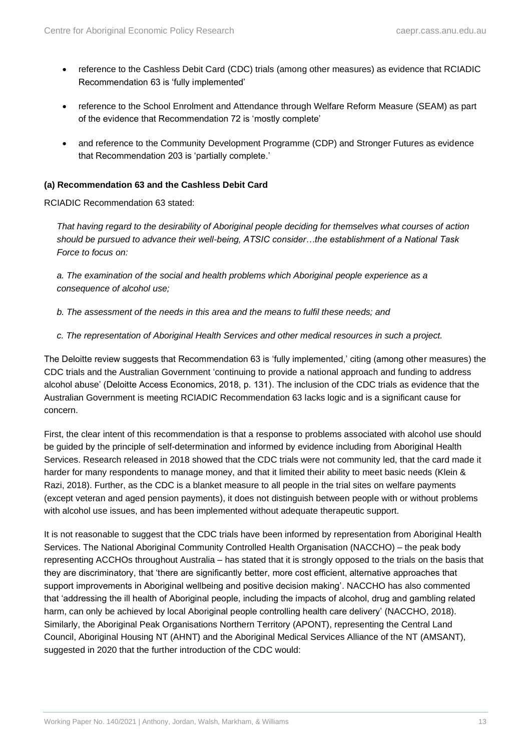- reference to the Cashless Debit Card (CDC) trials (among other measures) as evidence that RCIADIC Recommendation 63 is 'fully implemented'
- reference to the School Enrolment and Attendance through Welfare Reform Measure (SEAM) as part of the evidence that Recommendation 72 is 'mostly complete'
- and reference to the Community Development Programme (CDP) and Stronger Futures as evidence that Recommendation 203 is 'partially complete.'

**(a) Recommendation 63 and the Cashless Debit Card**

RCIADIC Recommendation 63 stated:

> *That having regard to the desirability of Aboriginal people deciding for themselves what courses of action should be pursued to advance their well-being, ATSIC consider…the establishment of a National Task Force to focus on:*
>
> *a. The examination of the social and health problems which Aboriginal people experience as a consequence of alcohol use;*
>
> *b. The assessment of the needs in this area and the means to fulfil these needs; and*
>
> *c. The representation of Aboriginal Health Services and other medical resources in such a project.*

The Deloitte review suggests that Recommendation 63 is 'fully implemented,' citing (among other measures) the CDC trials and the Australian Government 'continuing to provide a national approach and funding to address alcohol abuse' (Deloitte Access Economics, 2018, p. 131). The inclusion of the CDC trials as evidence that the Australian Government is meeting RCIADIC Recommendation 63 lacks logic and is a significant cause for concern.

First, the clear intent of this recommendation is that a response to problems associated with alcohol use should be guided by the principle of self-determination and informed by evidence including from Aboriginal Health Services. Research released in 2018 showed that the CDC trials were not community led, that the card made it harder for many respondents to manage money, and that it limited their ability to meet basic needs (Klein & Razi, 2018). Further, as the CDC is a blanket measure to all people in the trial sites on welfare payments (except veteran and aged pension payments), it does not distinguish between people with or without problems with alcohol use issues, and has been implemented without adequate therapeutic support.

It is not reasonable to suggest that the CDC trials have been informed by representation from Aboriginal Health Services. The National Aboriginal Community Controlled Health Organisation (NACCHO) – the peak body representing ACCHOs throughout Australia – has stated that it is strongly opposed to the trials on the basis that they are discriminatory, that 'there are significantly better, more cost efficient, alternative approaches that support improvements in Aboriginal wellbeing and positive decision making'. NACCHO has also commented that 'addressing the ill health of Aboriginal people, including the impacts of alcohol, drug and gambling related harm, can only be achieved by local Aboriginal people controlling health care delivery' (NACCHO, 2018). Similarly, the Aboriginal Peak Organisations Northern Territory (APONT), representing the Central Land Council, Aboriginal Housing NT (AHNT) and the Aboriginal Medical Services Alliance of the NT (AMSANT), suggested in 2020 that the further introduction of the CDC would: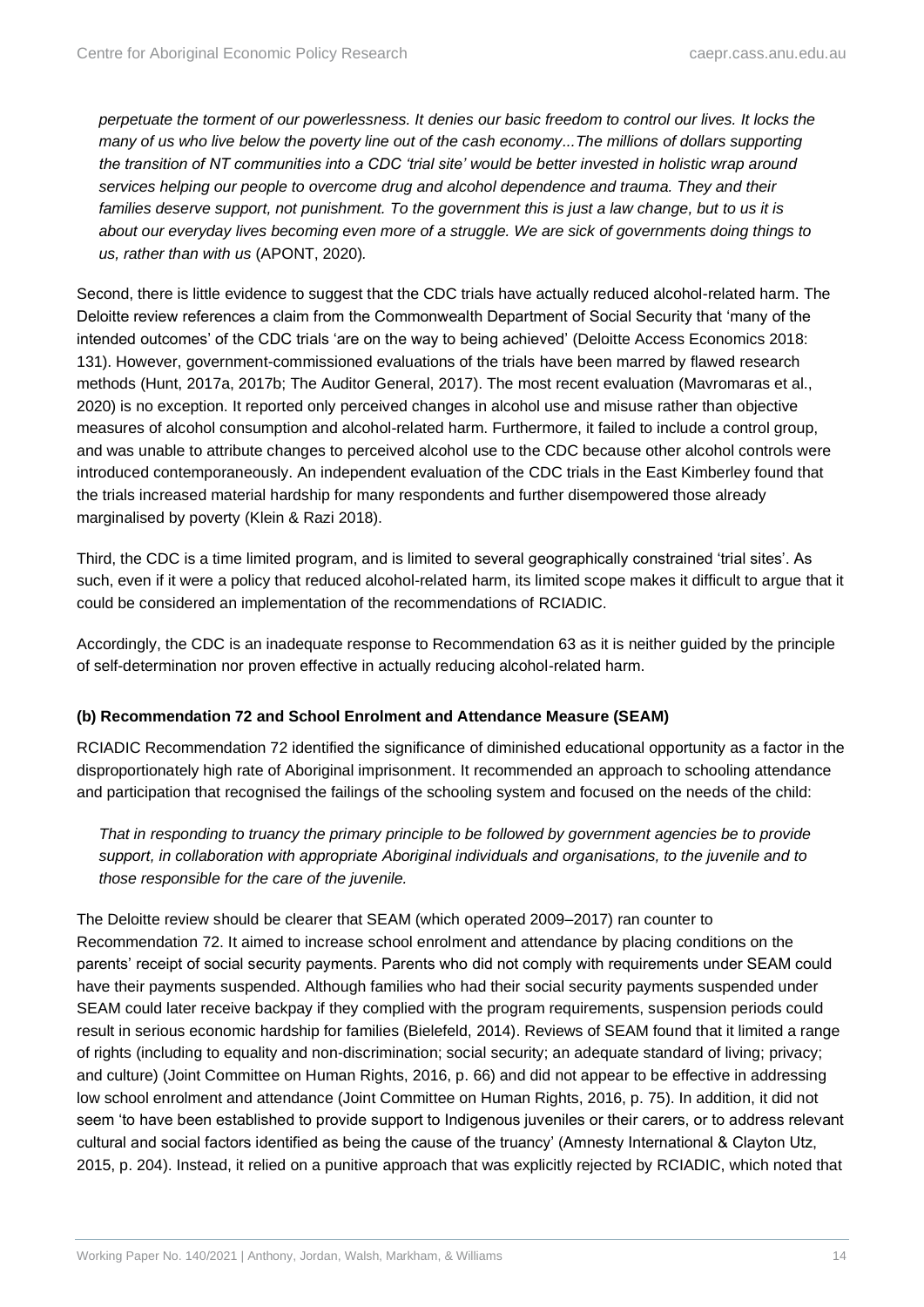*perpetuate the torment of our powerlessness. It denies our basic freedom to control our lives. It locks the many of us who live below the poverty line out of the cash economy...The millions of dollars supporting the transition of NT communities into a CDC 'trial site' would be better invested in holistic wrap around services helping our people to overcome drug and alcohol dependence and trauma. They and their families deserve support, not punishment. To the government this is just a law change, but to us it is about our everyday lives becoming even more of a struggle. We are sick of governments doing things to us, rather than with us* (APONT, 2020)*.*

Second, there is little evidence to suggest that the CDC trials have actually reduced alcohol-related harm. The Deloitte review references a claim from the Commonwealth Department of Social Security that 'many of the intended outcomes' of the CDC trials 'are on the way to being achieved' (Deloitte Access Economics 2018: 131). However, government-commissioned evaluations of the trials have been marred by flawed research methods (Hunt, 2017a, 2017b; The Auditor General, 2017). The most recent evaluation (Mavromaras et al., 2020) is no exception. It reported only perceived changes in alcohol use and misuse rather than objective measures of alcohol consumption and alcohol-related harm. Furthermore, it failed to include a control group, and was unable to attribute changes to perceived alcohol use to the CDC because other alcohol controls were introduced contemporaneously. An independent evaluation of the CDC trials in the East Kimberley found that the trials increased material hardship for many respondents and further disempowered those already marginalised by poverty (Klein & Razi 2018).

Third, the CDC is a time limited program, and is limited to several geographically constrained 'trial sites'. As such, even if it were a policy that reduced alcohol-related harm, its limited scope makes it difficult to argue that it could be considered an implementation of the recommendations of RCIADIC.

Accordingly, the CDC is an inadequate response to Recommendation 63 as it is neither guided by the principle of self-determination nor proven effective in actually reducing alcohol-related harm.

**(b) Recommendation 72 and School Enrolment and Attendance Measure (SEAM)**

RCIADIC Recommendation 72 identified the significance of diminished educational opportunity as a factor in the disproportionately high rate of Aboriginal imprisonment. It recommended an approach to schooling attendance and participation that recognised the failings of the schooling system and focused on the needs of the child:

*That in responding to truancy the primary principle to be followed by government agencies be to provide support, in collaboration with appropriate Aboriginal individuals and organisations, to the juvenile and to those responsible for the care of the juvenile.*

The Deloitte review should be clearer that SEAM (which operated 2009–2017) ran counter to Recommendation 72. It aimed to increase school enrolment and attendance by placing conditions on the parents' receipt of social security payments. Parents who did not comply with requirements under SEAM could have their payments suspended. Although families who had their social security payments suspended under SEAM could later receive backpay if they complied with the program requirements, suspension periods could result in serious economic hardship for families (Bielefeld, 2014). Reviews of SEAM found that it limited a range of rights (including to equality and non-discrimination; social security; an adequate standard of living; privacy; and culture) (Joint Committee on Human Rights, 2016, p. 66) and did not appear to be effective in addressing low school enrolment and attendance (Joint Committee on Human Rights, 2016, p. 75). In addition, it did not seem 'to have been established to provide support to Indigenous juveniles or their carers, or to address relevant cultural and social factors identified as being the cause of the truancy' (Amnesty International & Clayton Utz, 2015, p. 204). Instead, it relied on a punitive approach that was explicitly rejected by RCIADIC, which noted that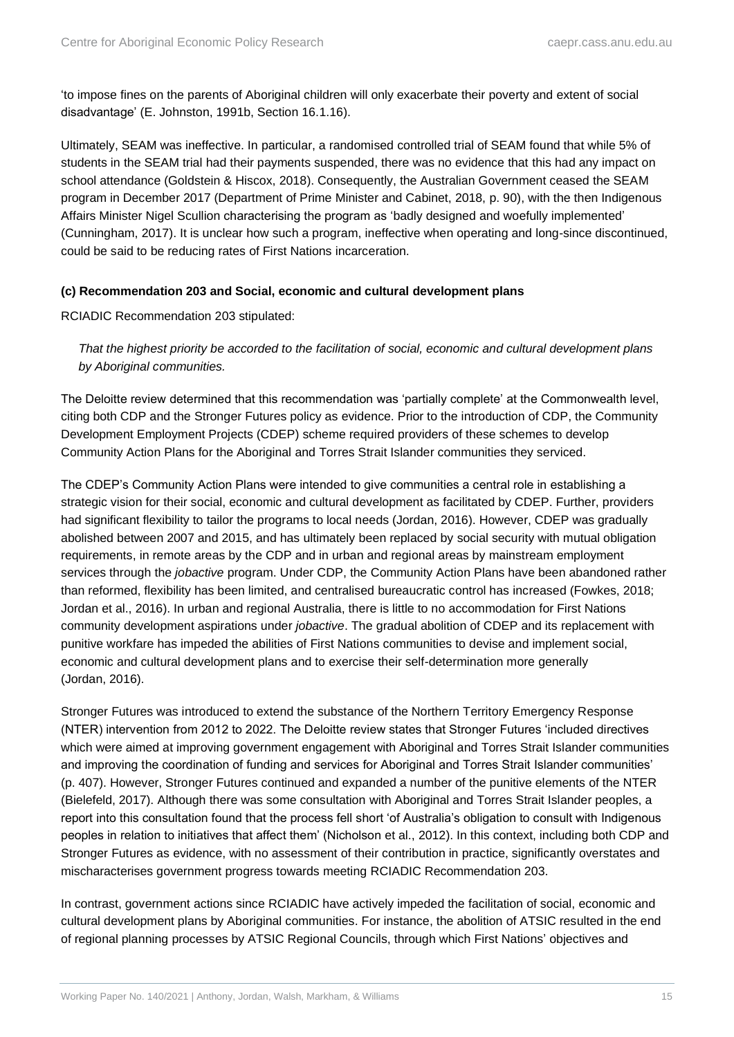'to impose fines on the parents of Aboriginal children will only exacerbate their poverty and extent of social disadvantage' (E. Johnston, 1991b, Section 16.1.16).

Ultimately, SEAM was ineffective. In particular, a randomised controlled trial of SEAM found that while 5% of students in the SEAM trial had their payments suspended, there was no evidence that this had any impact on school attendance (Goldstein & Hiscox, 2018). Consequently, the Australian Government ceased the SEAM program in December 2017 (Department of Prime Minister and Cabinet, 2018, p. 90), with the then Indigenous Affairs Minister Nigel Scullion characterising the program as 'badly designed and woefully implemented' (Cunningham, 2017). It is unclear how such a program, ineffective when operating and long-since discontinued, could be said to be reducing rates of First Nations incarceration.

**(c) Recommendation 203 and Social, economic and cultural development plans**

RCIADIC Recommendation 203 stipulated:

> *That the highest priority be accorded to the facilitation of social, economic and cultural development plans by Aboriginal communities.*

The Deloitte review determined that this recommendation was 'partially complete' at the Commonwealth level, citing both CDP and the Stronger Futures policy as evidence. Prior to the introduction of CDP, the Community Development Employment Projects (CDEP) scheme required providers of these schemes to develop Community Action Plans for the Aboriginal and Torres Strait Islander communities they serviced.

The CDEP's Community Action Plans were intended to give communities a central role in establishing a strategic vision for their social, economic and cultural development as facilitated by CDEP. Further, providers had significant flexibility to tailor the programs to local needs (Jordan, 2016). However, CDEP was gradually abolished between 2007 and 2015, and has ultimately been replaced by social security with mutual obligation requirements, in remote areas by the CDP and in urban and regional areas by mainstream employment services through the *jobactive* program. Under CDP, the Community Action Plans have been abandoned rather than reformed, flexibility has been limited, and centralised bureaucratic control has increased (Fowkes, 2018; Jordan et al., 2016). In urban and regional Australia, there is little to no accommodation for First Nations community development aspirations under *jobactive*. The gradual abolition of CDEP and its replacement with punitive workfare has impeded the abilities of First Nations communities to devise and implement social, economic and cultural development plans and to exercise their self-determination more generally (Jordan, 2016).

Stronger Futures was introduced to extend the substance of the Northern Territory Emergency Response (NTER) intervention from 2012 to 2022. The Deloitte review states that Stronger Futures 'included directives which were aimed at improving government engagement with Aboriginal and Torres Strait Islander communities and improving the coordination of funding and services for Aboriginal and Torres Strait Islander communities' (p. 407). However, Stronger Futures continued and expanded a number of the punitive elements of the NTER (Bielefeld, 2017). Although there was some consultation with Aboriginal and Torres Strait Islander peoples, a report into this consultation found that the process fell short 'of Australia's obligation to consult with Indigenous peoples in relation to initiatives that affect them' (Nicholson et al., 2012). In this context, including both CDP and Stronger Futures as evidence, with no assessment of their contribution in practice, significantly overstates and mischaracterises government progress towards meeting RCIADIC Recommendation 203.

In contrast, government actions since RCIADIC have actively impeded the facilitation of social, economic and cultural development plans by Aboriginal communities. For instance, the abolition of ATSIC resulted in the end of regional planning processes by ATSIC Regional Councils, through which First Nations' objectives and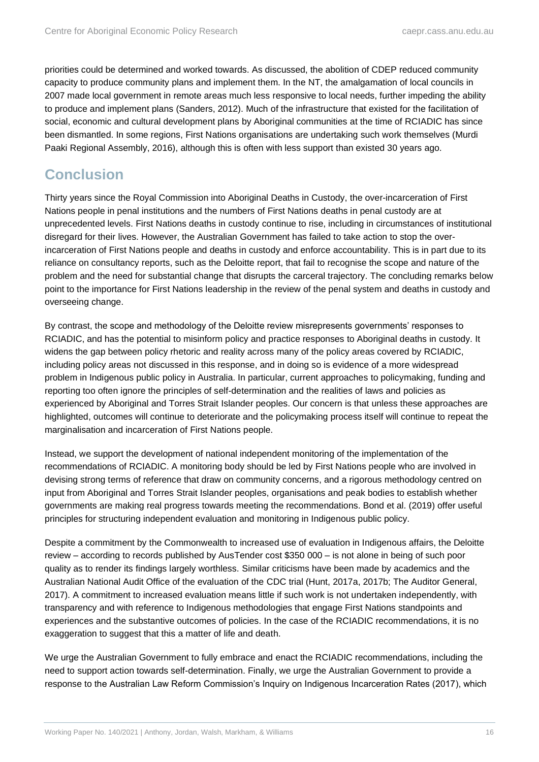priorities could be determined and worked towards. As discussed, the abolition of CDEP reduced community capacity to produce community plans and implement them. In the NT, the amalgamation of local councils in 2007 made local government in remote areas much less responsive to local needs, further impeding the ability to produce and implement plans (Sanders, 2012). Much of the infrastructure that existed for the facilitation of social, economic and cultural development plans by Aboriginal communities at the time of RCIADIC has since been dismantled. In some regions, First Nations organisations are undertaking such work themselves (Murdi Paaki Regional Assembly, 2016), although this is often with less support than existed 30 years ago.

## Conclusion

Thirty years since the Royal Commission into Aboriginal Deaths in Custody, the over-incarceration of First Nations people in penal institutions and the numbers of First Nations deaths in penal custody are at unprecedented levels. First Nations deaths in custody continue to rise, including in circumstances of institutional disregard for their lives. However, the Australian Government has failed to take action to stop the over-incarceration of First Nations people and deaths in custody and enforce accountability. This is in part due to its reliance on consultancy reports, such as the Deloitte report, that fail to recognise the scope and nature of the problem and the need for substantial change that disrupts the carceral trajectory. The concluding remarks below point to the importance for First Nations leadership in the review of the penal system and deaths in custody and overseeing change.

By contrast, the scope and methodology of the Deloitte review misrepresents governments' responses to RCIADIC, and has the potential to misinform policy and practice responses to Aboriginal deaths in custody. It widens the gap between policy rhetoric and reality across many of the policy areas covered by RCIADIC, including policy areas not discussed in this response, and in doing so is evidence of a more widespread problem in Indigenous public policy in Australia. In particular, current approaches to policymaking, funding and reporting too often ignore the principles of self-determination and the realities of laws and policies as experienced by Aboriginal and Torres Strait Islander peoples. Our concern is that unless these approaches are highlighted, outcomes will continue to deteriorate and the policymaking process itself will continue to repeat the marginalisation and incarceration of First Nations people.

Instead, we support the development of national independent monitoring of the implementation of the recommendations of RCIADIC. A monitoring body should be led by First Nations people who are involved in devising strong terms of reference that draw on community concerns, and a rigorous methodology centred on input from Aboriginal and Torres Strait Islander peoples, organisations and peak bodies to establish whether governments are making real progress towards meeting the recommendations. Bond et al. (2019) offer useful principles for structuring independent evaluation and monitoring in Indigenous public policy.

Despite a commitment by the Commonwealth to increased use of evaluation in Indigenous affairs, the Deloitte review – according to records published by AusTender cost $350 000 – is not alone in being of such poor quality as to render its findings largely worthless. Similar criticisms have been made by academics and the Australian National Audit Office of the evaluation of the CDC trial (Hunt, 2017a, 2017b; The Auditor General, 2017). A commitment to increased evaluation means little if such work is not undertaken independently, with transparency and with reference to Indigenous methodologies that engage First Nations standpoints and experiences and the substantive outcomes of policies. In the case of the RCIADIC recommendations, it is no exaggeration to suggest that this a matter of life and death.

We urge the Australian Government to fully embrace and enact the RCIADIC recommendations, including the need to support action towards self-determination. Finally, we urge the Australian Government to provide a response to the Australian Law Reform Commission's Inquiry on Indigenous Incarceration Rates (2017), which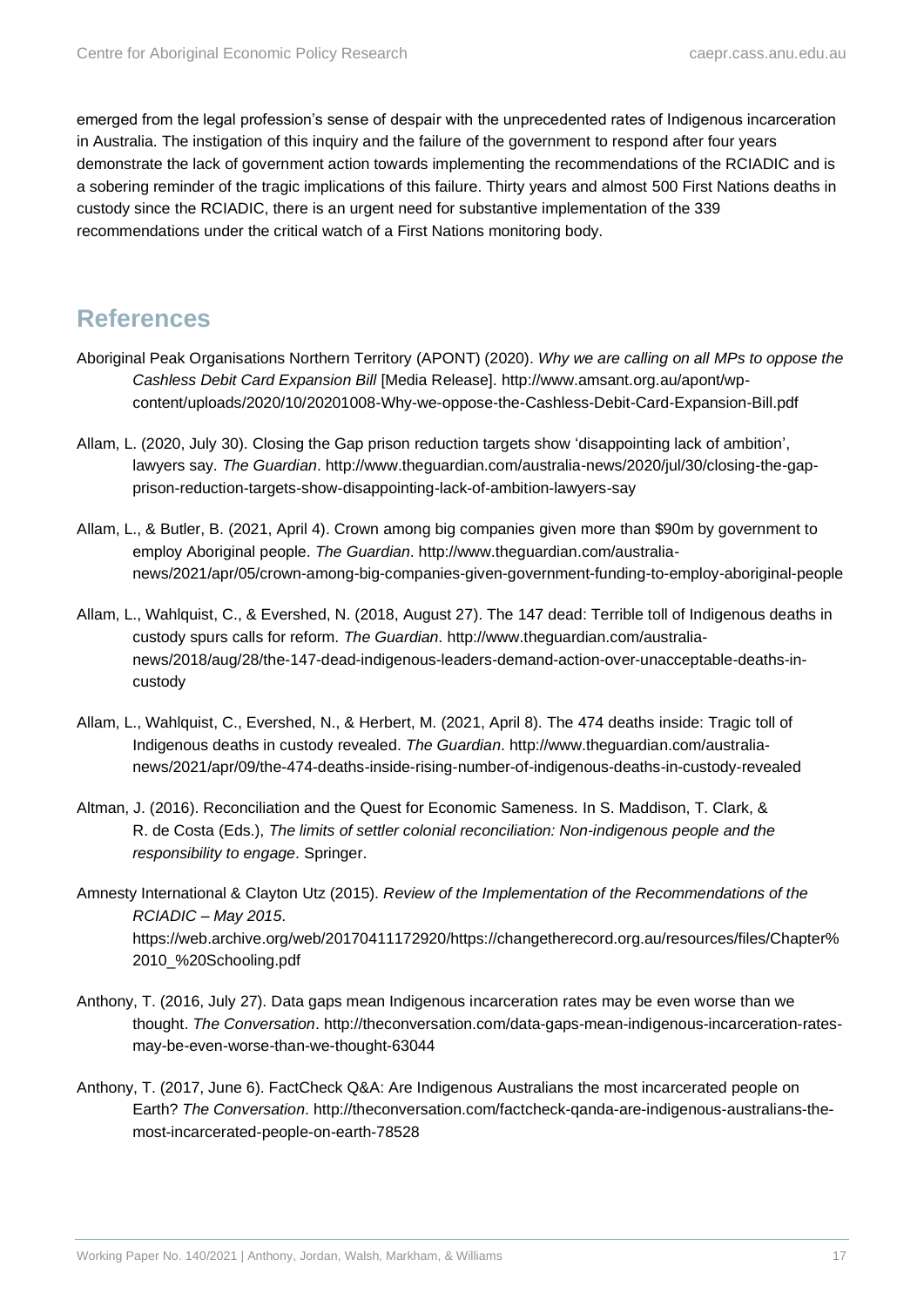emerged from the legal profession's sense of despair with the unprecedented rates of Indigenous incarceration in Australia. The instigation of this inquiry and the failure of the government to respond after four years demonstrate the lack of government action towards implementing the recommendations of the RCIADIC and is a sobering reminder of the tragic implications of this failure. Thirty years and almost 500 First Nations deaths in custody since the RCIADIC, there is an urgent need for substantive implementation of the 339 recommendations under the critical watch of a First Nations monitoring body.

## References

Aboriginal Peak Organisations Northern Territory (APONT) (2020). *Why we are calling on all MPs to oppose the Cashless Debit Card Expansion Bill* [Media Release]. http://www.amsant.org.au/apont/wp-content/uploads/2020/10/20201008-Why-we-oppose-the-Cashless-Debit-Card-Expansion-Bill.pdf

Allam, L. (2020, July 30). Closing the Gap prison reduction targets show 'disappointing lack of ambition', lawyers say. *The Guardian*. http://www.theguardian.com/australia-news/2020/jul/30/closing-the-gap-prison-reduction-targets-show-disappointing-lack-of-ambition-lawyers-say

Allam, L., & Butler, B. (2021, April 4). Crown among big companies given more than $90m by government to employ Aboriginal people. *The Guardian*. http://www.theguardian.com/australia-news/2021/apr/05/crown-among-big-companies-given-government-funding-to-employ-aboriginal-people

Allam, L., Wahlquist, C., & Evershed, N. (2018, August 27). The 147 dead: Terrible toll of Indigenous deaths in custody spurs calls for reform. *The Guardian*. http://www.theguardian.com/australia-news/2018/aug/28/the-147-dead-indigenous-leaders-demand-action-over-unacceptable-deaths-in-custody

Allam, L., Wahlquist, C., Evershed, N., & Herbert, M. (2021, April 8). The 474 deaths inside: Tragic toll of Indigenous deaths in custody revealed. *The Guardian*. http://www.theguardian.com/australia-news/2021/apr/09/the-474-deaths-inside-rising-number-of-indigenous-deaths-in-custody-revealed

Altman, J. (2016). Reconciliation and the Quest for Economic Sameness. In S. Maddison, T. Clark, & R. de Costa (Eds.), *The limits of settler colonial reconciliation: Non-indigenous people and the responsibility to engage*. Springer.

Amnesty International & Clayton Utz (2015). *Review of the Implementation of the Recommendations of the RCIADIC – May 2015*. https://web.archive.org/web/20170411172920/https://changetherecord.org.au/resources/files/Chapter%2010_%20Schooling.pdf

Anthony, T. (2016, July 27). Data gaps mean Indigenous incarceration rates may be even worse than we thought. *The Conversation*. http://theconversation.com/data-gaps-mean-indigenous-incarceration-rates-may-be-even-worse-than-we-thought-63044

Anthony, T. (2017, June 6). FactCheck Q&A: Are Indigenous Australians the most incarcerated people on Earth? *The Conversation*. http://theconversation.com/factcheck-qanda-are-indigenous-australians-the-most-incarcerated-people-on-earth-78528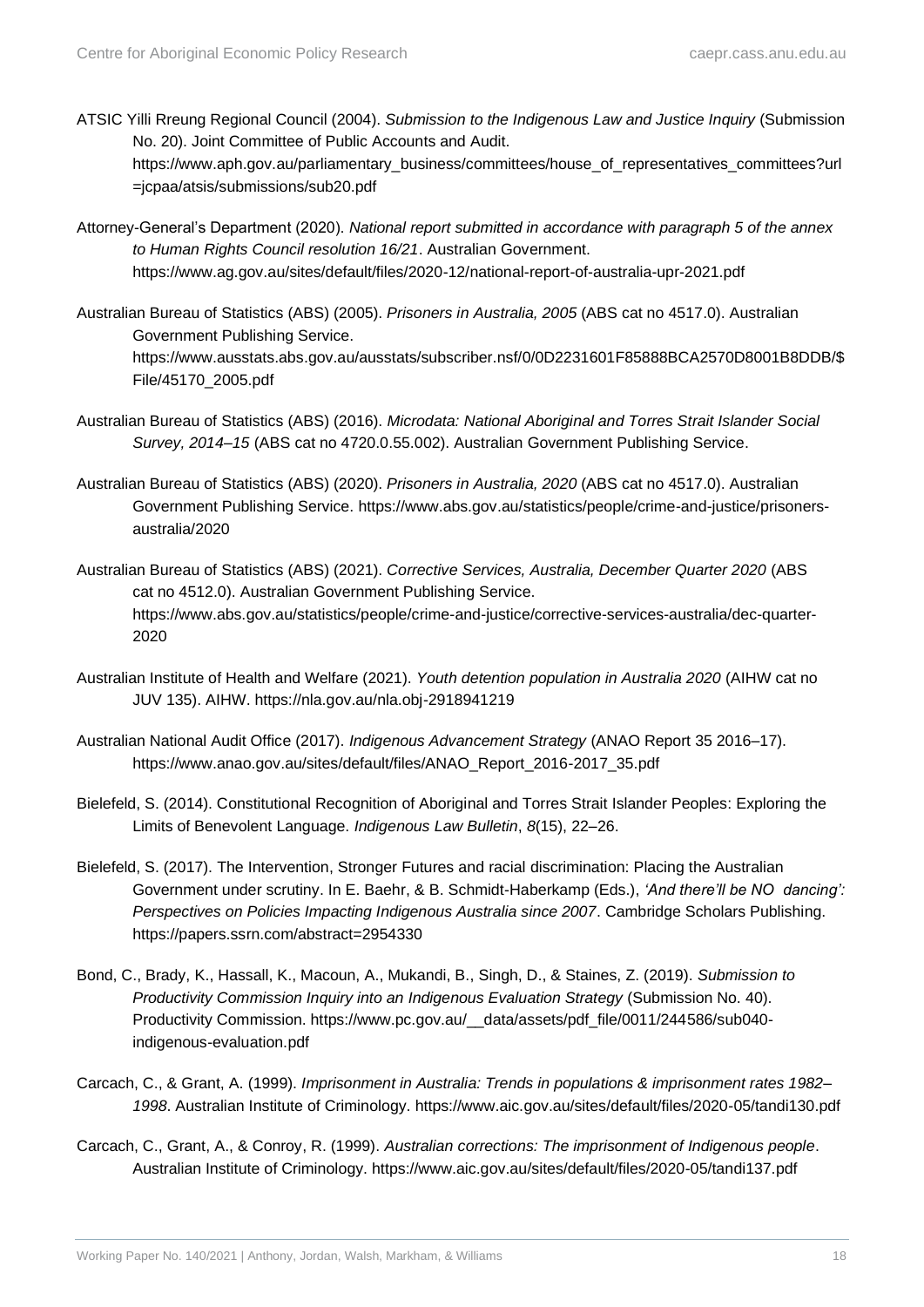ATSIC Yilli Rreung Regional Council (2004). *Submission to the Indigenous Law and Justice Inquiry* (Submission No. 20). Joint Committee of Public Accounts and Audit. https://www.aph.gov.au/parliamentary_business/committees/house_of_representatives_committees?url=jcpaa/atsis/submissions/sub20.pdf

Attorney-General's Department (2020). *National report submitted in accordance with paragraph 5 of the annex to Human Rights Council resolution 16/21*. Australian Government. https://www.ag.gov.au/sites/default/files/2020-12/national-report-of-australia-upr-2021.pdf

Australian Bureau of Statistics (ABS) (2005). *Prisoners in Australia, 2005* (ABS cat no 4517.0). Australian Government Publishing Service. https://www.ausstats.abs.gov.au/ausstats/subscriber.nsf/0/0D2231601F85888BCA2570D8001B8DDB/$File/45170_2005.pdf

Australian Bureau of Statistics (ABS) (2016). *Microdata: National Aboriginal and Torres Strait Islander Social Survey, 2014–15* (ABS cat no 4720.0.55.002). Australian Government Publishing Service.

Australian Bureau of Statistics (ABS) (2020). *Prisoners in Australia, 2020* (ABS cat no 4517.0). Australian Government Publishing Service. https://www.abs.gov.au/statistics/people/crime-and-justice/prisoners-australia/2020

Australian Bureau of Statistics (ABS) (2021). *Corrective Services, Australia, December Quarter 2020* (ABS cat no 4512.0). Australian Government Publishing Service. https://www.abs.gov.au/statistics/people/crime-and-justice/corrective-services-australia/dec-quarter-2020

Australian Institute of Health and Welfare (2021). *Youth detention population in Australia 2020* (AIHW cat no JUV 135). AIHW. https://nla.gov.au/nla.obj-2918941219

Australian National Audit Office (2017). *Indigenous Advancement Strategy* (ANAO Report 35 2016–17). https://www.anao.gov.au/sites/default/files/ANAO_Report_2016-2017_35.pdf

Bielefeld, S. (2014). Constitutional Recognition of Aboriginal and Torres Strait Islander Peoples: Exploring the Limits of Benevolent Language. *Indigenous Law Bulletin*, *8*(15), 22–26.

Bielefeld, S. (2017). The Intervention, Stronger Futures and racial discrimination: Placing the Australian Government under scrutiny. In E. Baehr, & B. Schmidt-Haberkamp (Eds.), *'And there'll be NO dancing': Perspectives on Policies Impacting Indigenous Australia since 2007*. Cambridge Scholars Publishing. https://papers.ssrn.com/abstract=2954330

Bond, C., Brady, K., Hassall, K., Macoun, A., Mukandi, B., Singh, D., & Staines, Z. (2019). *Submission to Productivity Commission Inquiry into an Indigenous Evaluation Strategy* (Submission No. 40). Productivity Commission. https://www.pc.gov.au/__data/assets/pdf_file/0011/244586/sub040-indigenous-evaluation.pdf

Carcach, C., & Grant, A. (1999). *Imprisonment in Australia: Trends in populations & imprisonment rates 1982–1998*. Australian Institute of Criminology. https://www.aic.gov.au/sites/default/files/2020-05/tandi130.pdf

Carcach, C., Grant, A., & Conroy, R. (1999). *Australian corrections: The imprisonment of Indigenous people*. Australian Institute of Criminology. https://www.aic.gov.au/sites/default/files/2020-05/tandi137.pdf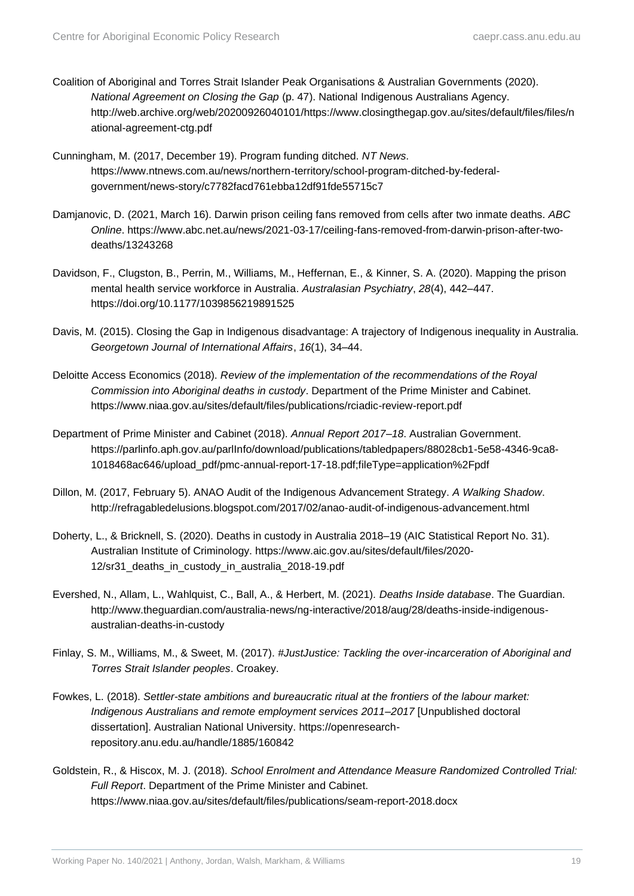Coalition of Aboriginal and Torres Strait Islander Peak Organisations & Australian Governments (2020). *National Agreement on Closing the Gap* (p. 47). National Indigenous Australians Agency. http://web.archive.org/web/20200926040101/https://www.closingthegap.gov.au/sites/default/files/files/national-agreement-ctg.pdf

Cunningham, M. (2017, December 19). Program funding ditched. *NT News*. https://www.ntnews.com.au/news/northern-territory/school-program-ditched-by-federal-government/news-story/c7782facd761ebba12df91fde55715c7

Damjanovic, D. (2021, March 16). Darwin prison ceiling fans removed from cells after two inmate deaths. *ABC Online*. https://www.abc.net.au/news/2021-03-17/ceiling-fans-removed-from-darwin-prison-after-two-deaths/13243268

Davidson, F., Clugston, B., Perrin, M., Williams, M., Heffernan, E., & Kinner, S. A. (2020). Mapping the prison mental health service workforce in Australia. *Australasian Psychiatry*, *28*(4), 442–447. https://doi.org/10.1177/1039856219891525

Davis, M. (2015). Closing the Gap in Indigenous disadvantage: A trajectory of Indigenous inequality in Australia. *Georgetown Journal of International Affairs*, *16*(1), 34–44.

Deloitte Access Economics (2018). *Review of the implementation of the recommendations of the Royal Commission into Aboriginal deaths in custody*. Department of the Prime Minister and Cabinet. https://www.niaa.gov.au/sites/default/files/publications/rciadic-review-report.pdf

Department of Prime Minister and Cabinet (2018). *Annual Report 2017–18*. Australian Government. https://parlinfo.aph.gov.au/parlInfo/download/publications/tabledpapers/88028cb1-5e58-4346-9ca8-1018468ac646/upload_pdf/pmc-annual-report-17-18.pdf;fileType=application%2Fpdf

Dillon, M. (2017, February 5). ANAO Audit of the Indigenous Advancement Strategy. *A Walking Shadow*. http://refragabledelusions.blogspot.com/2017/02/anao-audit-of-indigenous-advancement.html

Doherty, L., & Bricknell, S. (2020). Deaths in custody in Australia 2018–19 (AIC Statistical Report No. 31). Australian Institute of Criminology. https://www.aic.gov.au/sites/default/files/2020-12/sr31_deaths_in_custody_in_australia_2018-19.pdf

Evershed, N., Allam, L., Wahlquist, C., Ball, A., & Herbert, M. (2021). *Deaths Inside database*. The Guardian. http://www.theguardian.com/australia-news/ng-interactive/2018/aug/28/deaths-inside-indigenous-australian-deaths-in-custody

Finlay, S. M., Williams, M., & Sweet, M. (2017). *#JustJustice: Tackling the over-incarceration of Aboriginal and Torres Strait Islander peoples*. Croakey.

Fowkes, L. (2018). *Settler-state ambitions and bureaucratic ritual at the frontiers of the labour market: Indigenous Australians and remote employment services 2011–2017* [Unpublished doctoral dissertation]. Australian National University. https://openresearch-repository.anu.edu.au/handle/1885/160842

Goldstein, R., & Hiscox, M. J. (2018). *School Enrolment and Attendance Measure Randomized Controlled Trial: Full Report*. Department of the Prime Minister and Cabinet. https://www.niaa.gov.au/sites/default/files/publications/seam-report-2018.docx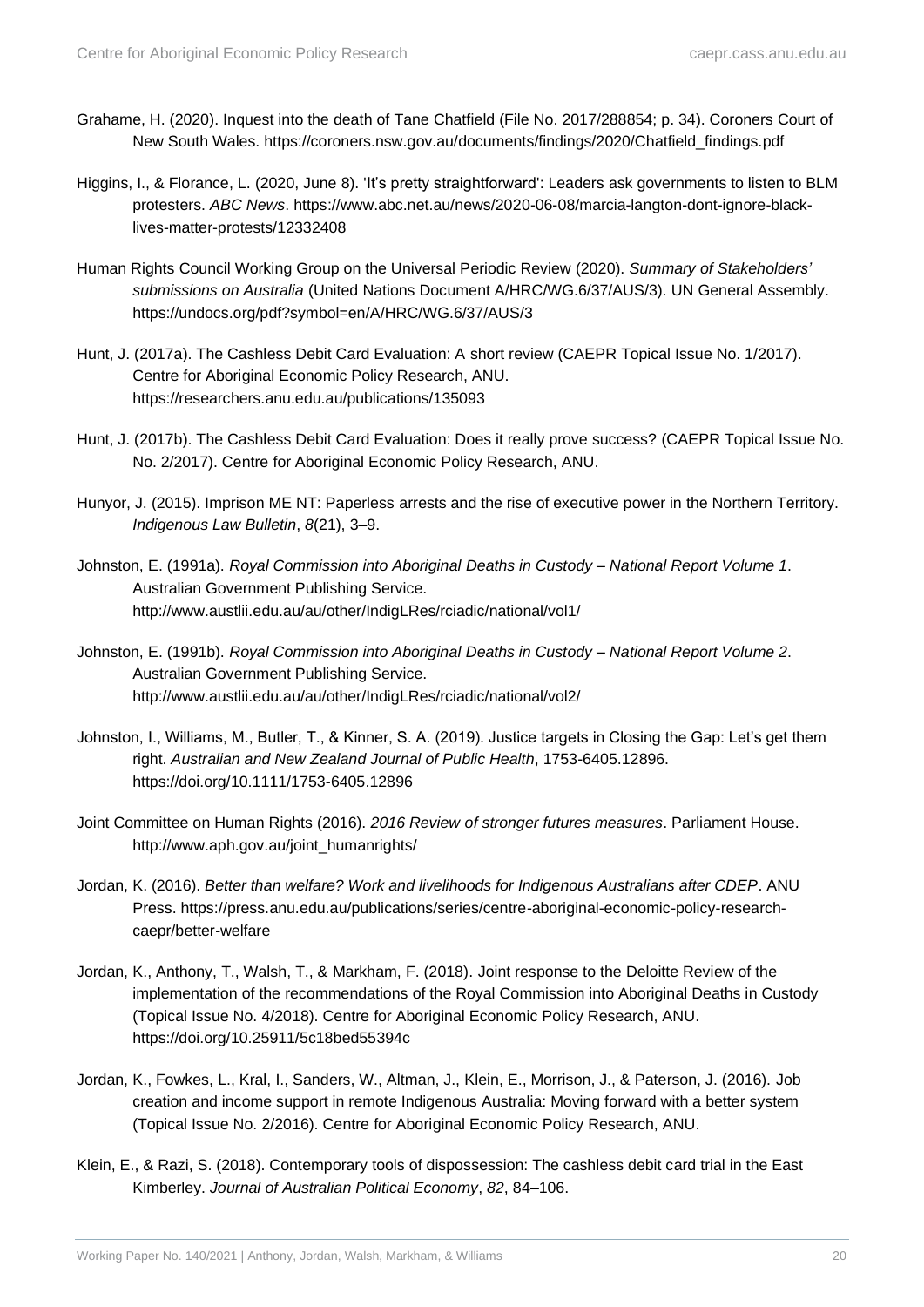Grahame, H. (2020). Inquest into the death of Tane Chatfield (File No. 2017/288854; p. 34). Coroners Court of New South Wales. https://coroners.nsw.gov.au/documents/findings/2020/Chatfield_findings.pdf

Higgins, I., & Florance, L. (2020, June 8). 'It's pretty straightforward': Leaders ask governments to listen to BLM protesters. *ABC News*. https://www.abc.net.au/news/2020-06-08/marcia-langton-dont-ignore-black-lives-matter-protests/12332408

Human Rights Council Working Group on the Universal Periodic Review (2020). *Summary of Stakeholders' submissions on Australia* (United Nations Document A/HRC/WG.6/37/AUS/3). UN General Assembly. https://undocs.org/pdf?symbol=en/A/HRC/WG.6/37/AUS/3

Hunt, J. (2017a). The Cashless Debit Card Evaluation: A short review (CAEPR Topical Issue No. 1/2017). Centre for Aboriginal Economic Policy Research, ANU. https://researchers.anu.edu.au/publications/135093

Hunt, J. (2017b). The Cashless Debit Card Evaluation: Does it really prove success? (CAEPR Topical Issue No. No. 2/2017). Centre for Aboriginal Economic Policy Research, ANU.

Hunyor, J. (2015). Imprison ME NT: Paperless arrests and the rise of executive power in the Northern Territory. *Indigenous Law Bulletin*, *8*(21), 3–9.

Johnston, E. (1991a). *Royal Commission into Aboriginal Deaths in Custody – National Report Volume 1*. Australian Government Publishing Service. http://www.austlii.edu.au/au/other/IndigLRes/rciadic/national/vol1/

Johnston, E. (1991b). *Royal Commission into Aboriginal Deaths in Custody – National Report Volume 2*. Australian Government Publishing Service. http://www.austlii.edu.au/au/other/IndigLRes/rciadic/national/vol2/

Johnston, I., Williams, M., Butler, T., & Kinner, S. A. (2019). Justice targets in Closing the Gap: Let's get them right. *Australian and New Zealand Journal of Public Health*, 1753-6405.12896. https://doi.org/10.1111/1753-6405.12896

Joint Committee on Human Rights (2016). *2016 Review of stronger futures measures*. Parliament House. http://www.aph.gov.au/joint_humanrights/

Jordan, K. (2016). *Better than welfare? Work and livelihoods for Indigenous Australians after CDEP*. ANU Press. https://press.anu.edu.au/publications/series/centre-aboriginal-economic-policy-research-caepr/better-welfare

Jordan, K., Anthony, T., Walsh, T., & Markham, F. (2018). Joint response to the Deloitte Review of the implementation of the recommendations of the Royal Commission into Aboriginal Deaths in Custody (Topical Issue No. 4/2018). Centre for Aboriginal Economic Policy Research, ANU. https://doi.org/10.25911/5c18bed55394c

Jordan, K., Fowkes, L., Kral, I., Sanders, W., Altman, J., Klein, E., Morrison, J., & Paterson, J. (2016). Job creation and income support in remote Indigenous Australia: Moving forward with a better system (Topical Issue No. 2/2016). Centre for Aboriginal Economic Policy Research, ANU.

Klein, E., & Razi, S. (2018). Contemporary tools of dispossession: The cashless debit card trial in the East Kimberley. *Journal of Australian Political Economy*, *82*, 84–106.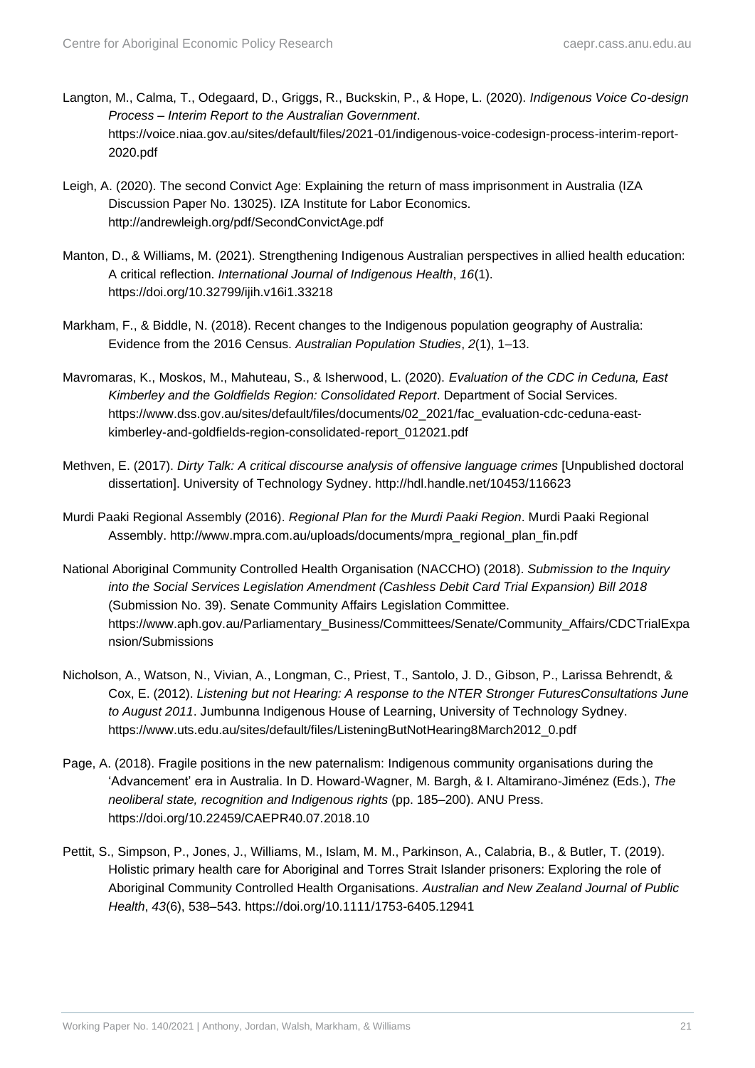Langton, M., Calma, T., Odegaard, D., Griggs, R., Buckskin, P., & Hope, L. (2020). *Indigenous Voice Co-design Process – Interim Report to the Australian Government*. https://voice.niaa.gov.au/sites/default/files/2021-01/indigenous-voice-codesign-process-interim-report-2020.pdf

Leigh, A. (2020). The second Convict Age: Explaining the return of mass imprisonment in Australia (IZA Discussion Paper No. 13025). IZA Institute for Labor Economics. http://andrewleigh.org/pdf/SecondConvictAge.pdf

Manton, D., & Williams, M. (2021). Strengthening Indigenous Australian perspectives in allied health education: A critical reflection. *International Journal of Indigenous Health*, *16*(1). https://doi.org/10.32799/ijih.v16i1.33218

Markham, F., & Biddle, N. (2018). Recent changes to the Indigenous population geography of Australia: Evidence from the 2016 Census. *Australian Population Studies*, *2*(1), 1–13.

Mavromaras, K., Moskos, M., Mahuteau, S., & Isherwood, L. (2020). *Evaluation of the CDC in Ceduna, East Kimberley and the Goldfields Region: Consolidated Report*. Department of Social Services. https://www.dss.gov.au/sites/default/files/documents/02_2021/fac_evaluation-cdc-ceduna-east-kimberley-and-goldfields-region-consolidated-report_012021.pdf

Methven, E. (2017). *Dirty Talk: A critical discourse analysis of offensive language crimes* [Unpublished doctoral dissertation]. University of Technology Sydney. http://hdl.handle.net/10453/116623

Murdi Paaki Regional Assembly (2016). *Regional Plan for the Murdi Paaki Region*. Murdi Paaki Regional Assembly. http://www.mpra.com.au/uploads/documents/mpra_regional_plan_fin.pdf

National Aboriginal Community Controlled Health Organisation (NACCHO) (2018). *Submission to the Inquiry into the Social Services Legislation Amendment (Cashless Debit Card Trial Expansion) Bill 2018* (Submission No. 39). Senate Community Affairs Legislation Committee. https://www.aph.gov.au/Parliamentary_Business/Committees/Senate/Community_Affairs/CDCTrialExpansion/Submissions

Nicholson, A., Watson, N., Vivian, A., Longman, C., Priest, T., Santolo, J. D., Gibson, P., Larissa Behrendt, & Cox, E. (2012). *Listening but not Hearing: A response to the NTER Stronger FuturesConsultations June to August 2011*. Jumbunna Indigenous House of Learning, University of Technology Sydney. https://www.uts.edu.au/sites/default/files/ListeningButNotHearing8March2012_0.pdf

Page, A. (2018). Fragile positions in the new paternalism: Indigenous community organisations during the 'Advancement' era in Australia. In D. Howard-Wagner, M. Bargh, & I. Altamirano-Jiménez (Eds.), *The neoliberal state, recognition and Indigenous rights* (pp. 185–200). ANU Press. https://doi.org/10.22459/CAEPR40.07.2018.10

Pettit, S., Simpson, P., Jones, J., Williams, M., Islam, M. M., Parkinson, A., Calabria, B., & Butler, T. (2019). Holistic primary health care for Aboriginal and Torres Strait Islander prisoners: Exploring the role of Aboriginal Community Controlled Health Organisations. *Australian and New Zealand Journal of Public Health*, *43*(6), 538–543. https://doi.org/10.1111/1753-6405.12941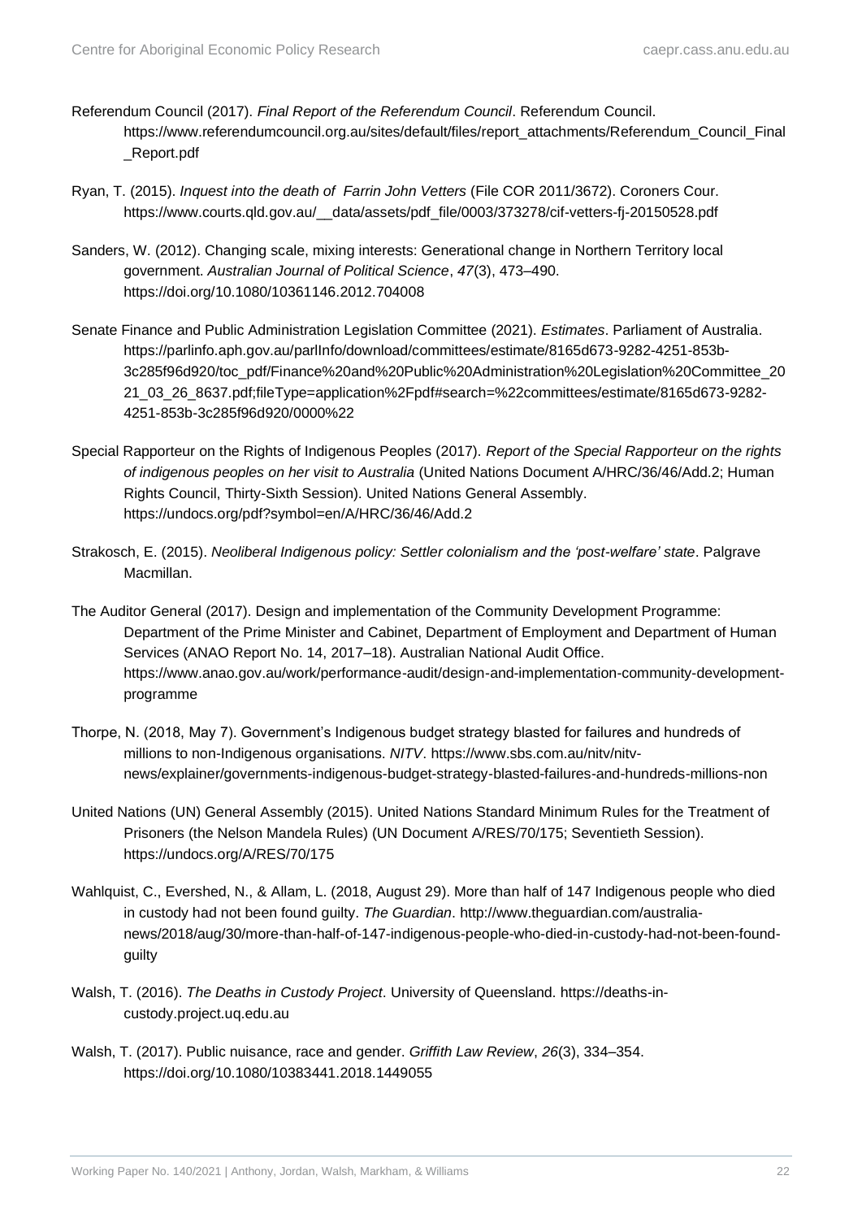Referendum Council (2017). *Final Report of the Referendum Council*. Referendum Council. https://www.referendumcouncil.org.au/sites/default/files/report_attachments/Referendum_Council_Final_Report.pdf

Ryan, T. (2015). *Inquest into the death of  Farrin John Vetters* (File COR 2011/3672). Coroners Cour. https://www.courts.qld.gov.au/__data/assets/pdf_file/0003/373278/cif-vetters-fj-20150528.pdf

Sanders, W. (2012). Changing scale, mixing interests: Generational change in Northern Territory local government. *Australian Journal of Political Science*, *47*(3), 473–490. https://doi.org/10.1080/10361146.2012.704008

Senate Finance and Public Administration Legislation Committee (2021). *Estimates*. Parliament of Australia. https://parlinfo.aph.gov.au/parlInfo/download/committees/estimate/8165d673-9282-4251-853b-3c285f96d920/toc_pdf/Finance%20and%20Public%20Administration%20Legislation%20Committee_2021_03_26_8637.pdf;fileType=application%2Fpdf#search=%22committees/estimate/8165d673-9282-4251-853b-3c285f96d920/0000%22

Special Rapporteur on the Rights of Indigenous Peoples (2017). *Report of the Special Rapporteur on the rights of indigenous peoples on her visit to Australia* (United Nations Document A/HRC/36/46/Add.2; Human Rights Council, Thirty-Sixth Session). United Nations General Assembly. https://undocs.org/pdf?symbol=en/A/HRC/36/46/Add.2

Strakosch, E. (2015). *Neoliberal Indigenous policy: Settler colonialism and the 'post-welfare' state*. Palgrave Macmillan.

The Auditor General (2017). Design and implementation of the Community Development Programme: Department of the Prime Minister and Cabinet, Department of Employment and Department of Human Services (ANAO Report No. 14, 2017–18). Australian National Audit Office. https://www.anao.gov.au/work/performance-audit/design-and-implementation-community-development-programme

Thorpe, N. (2018, May 7). Government's Indigenous budget strategy blasted for failures and hundreds of millions to non-Indigenous organisations. *NITV*. https://www.sbs.com.au/nitv/nitv-news/explainer/governments-indigenous-budget-strategy-blasted-failures-and-hundreds-millions-non

United Nations (UN) General Assembly (2015). United Nations Standard Minimum Rules for the Treatment of Prisoners (the Nelson Mandela Rules) (UN Document A/RES/70/175; Seventieth Session). https://undocs.org/A/RES/70/175

Wahlquist, C., Evershed, N., & Allam, L. (2018, August 29). More than half of 147 Indigenous people who died in custody had not been found guilty. *The Guardian*. http://www.theguardian.com/australia-news/2018/aug/30/more-than-half-of-147-indigenous-people-who-died-in-custody-had-not-been-found-guilty

Walsh, T. (2016). *The Deaths in Custody Project*. University of Queensland. https://deaths-in-custody.project.uq.edu.au

Walsh, T. (2017). Public nuisance, race and gender. *Griffith Law Review*, *26*(3), 334–354. https://doi.org/10.1080/10383441.2018.1449055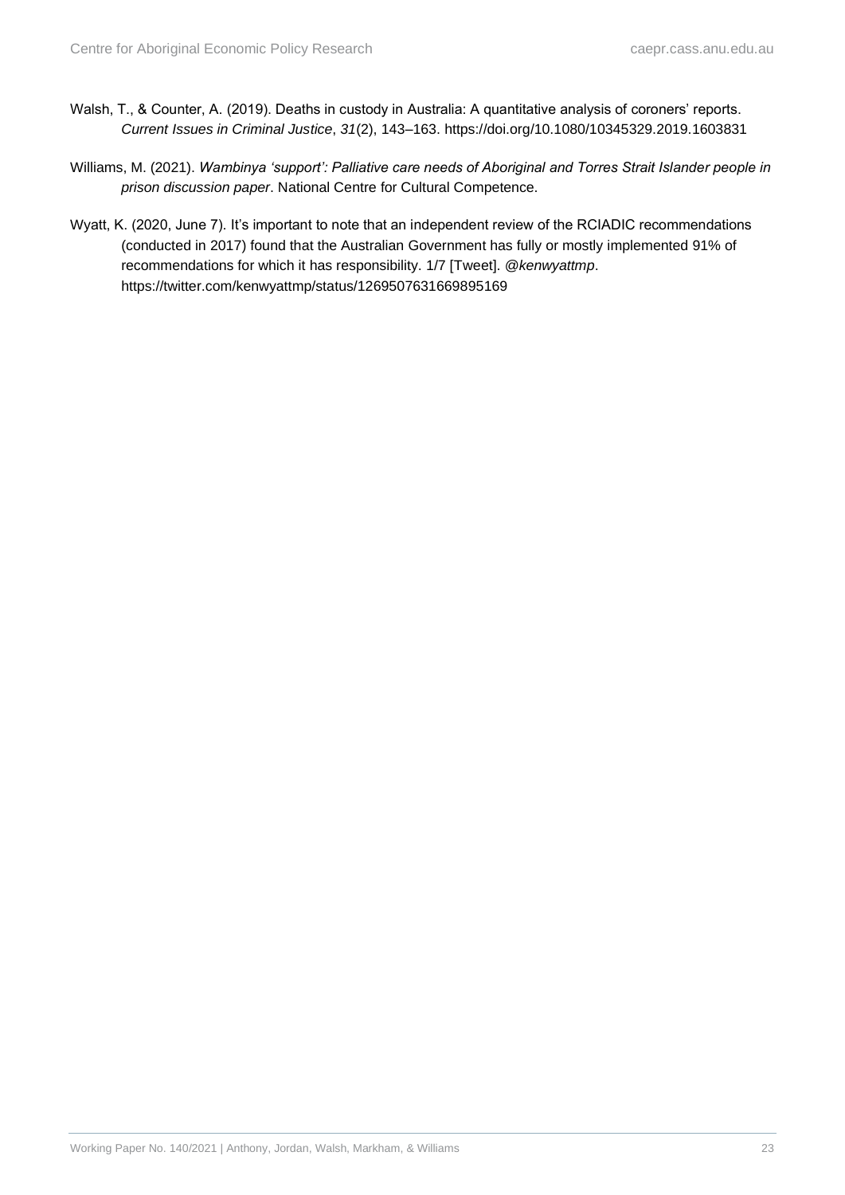Walsh, T., & Counter, A. (2019). Deaths in custody in Australia: A quantitative analysis of coroners' reports. *Current Issues in Criminal Justice*, *31*(2), 143–163. https://doi.org/10.1080/10345329.2019.1603831

Williams, M. (2021). *Wambinya 'support': Palliative care needs of Aboriginal and Torres Strait Islander people in prison discussion paper*. National Centre for Cultural Competence.

Wyatt, K. (2020, June 7). It's important to note that an independent review of the RCIADIC recommendations (conducted in 2017) found that the Australian Government has fully or mostly implemented 91% of recommendations for which it has responsibility. 1/7 [Tweet]. *@kenwyattmp*. https://twitter.com/kenwyattmp/status/1269507631669895169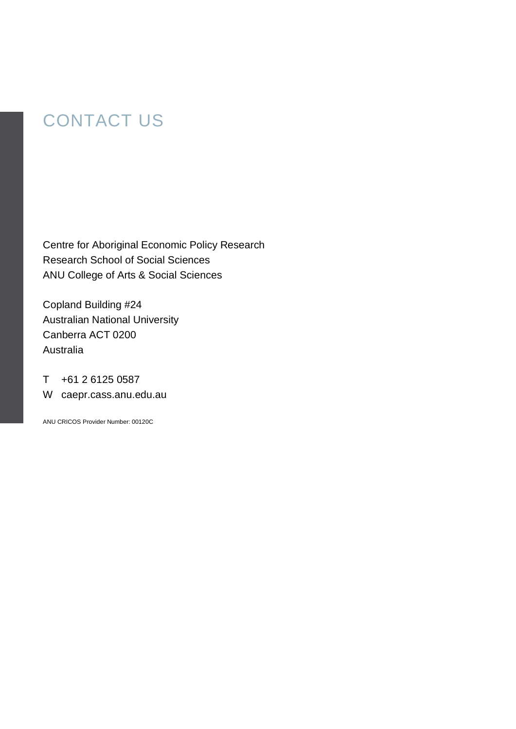# CONTACT US

Centre for Aboriginal Economic Policy Research
Research School of Social Sciences
ANU College of Arts & Social Sciences

Copland Building #24
Australian National University
Canberra ACT 0200
Australia

T +61 2 6125 0587
W caepr.cass.anu.edu.au

ANU CRICOS Provider Number: 00120C